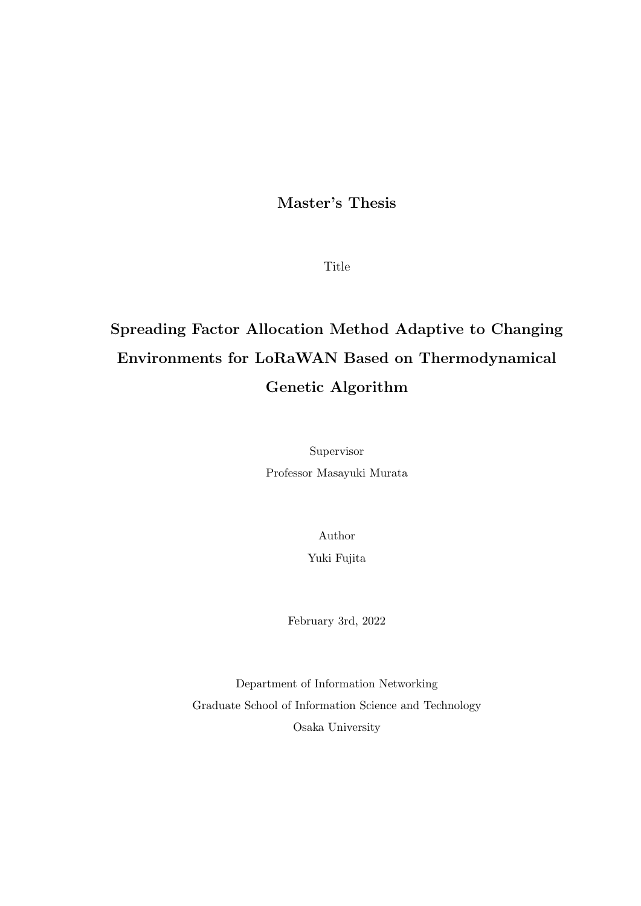**Master's Thesis**

Title

# Spreading Factor Allocation Method Adaptive to Changing Environments for LoRaWAN Based on Thermodynamical Genetic Algorithm

Supervisor

Professor Masayuki Murata

Author

Yuki Fujita

February 3rd, 2022

Department of Information Networking

Graduate School of Information Science and Technology

Osaka University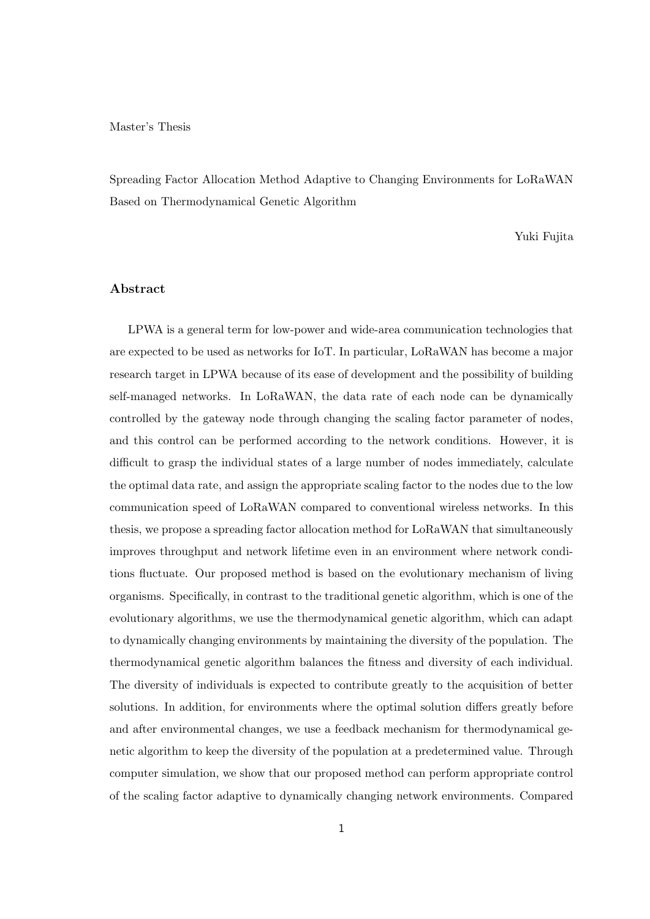Master's Thesis

Spreading Factor Allocation Method Adaptive to Changing Environments for LoRaWAN Based on Thermodynamical Genetic Algorithm

Yuki Fujita

### Abstract

LPWA is a general term for low-power and wide-area communication technologies that are expected to be used as networks for IoT. In particular, LoRaWAN has become a major research target in LPWA because of its ease of development and the possibility of building self-managed networks. In LoRaWAN, the data rate of each node can be dynamically controlled by the gateway node through changing the scaling factor parameter of nodes, and this control can be performed according to the network conditions. However, it is difficult to grasp the individual states of a large number of nodes immediately, calculate the optimal data rate, and assign the appropriate scaling factor to the nodes due to the low communication speed of LoRaWAN compared to conventional wireless networks. In this thesis, we propose a spreading factor allocation method for LoRaWAN that simultaneously improves throughput and network lifetime even in an environment where network conditions fluctuate. Our proposed method is based on the evolutionary mechanism of living organisms. Specifically, in contrast to the traditional genetic algorithm, which is one of the evolutionary algorithms, we use the thermodynamical genetic algorithm, which can adapt to dynamically changing environments by maintaining the diversity of the population. The thermodynamical genetic algorithm balances the fitness and diversity of each individual. The diversity of individuals is expected to contribute greatly to the acquisition of better solutions. In addition, for environments where the optimal solution differs greatly before and after environmental changes, we use a feedback mechanism for thermodynamical genetic algorithm to keep the diversity of the population at a predetermined value. Through computer simulation, we show that our proposed method can perform appropriate control of the scaling factor adaptive to dynamically changing network environments. Compared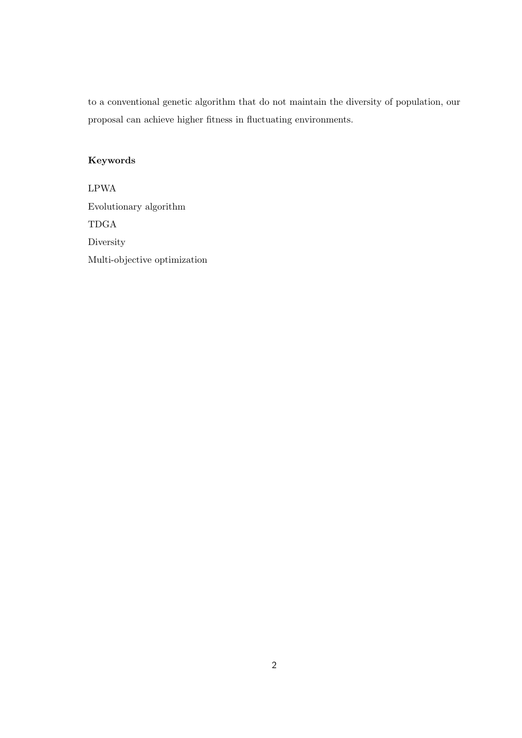to a conventional genetic algorithm that do not maintain the diversity of population, our proposal can achieve higher fitness in fluctuating environments.

**Keywords**

LPWA

Evolutionary algorithm

TDGA

Diversity

Multi-objective optimization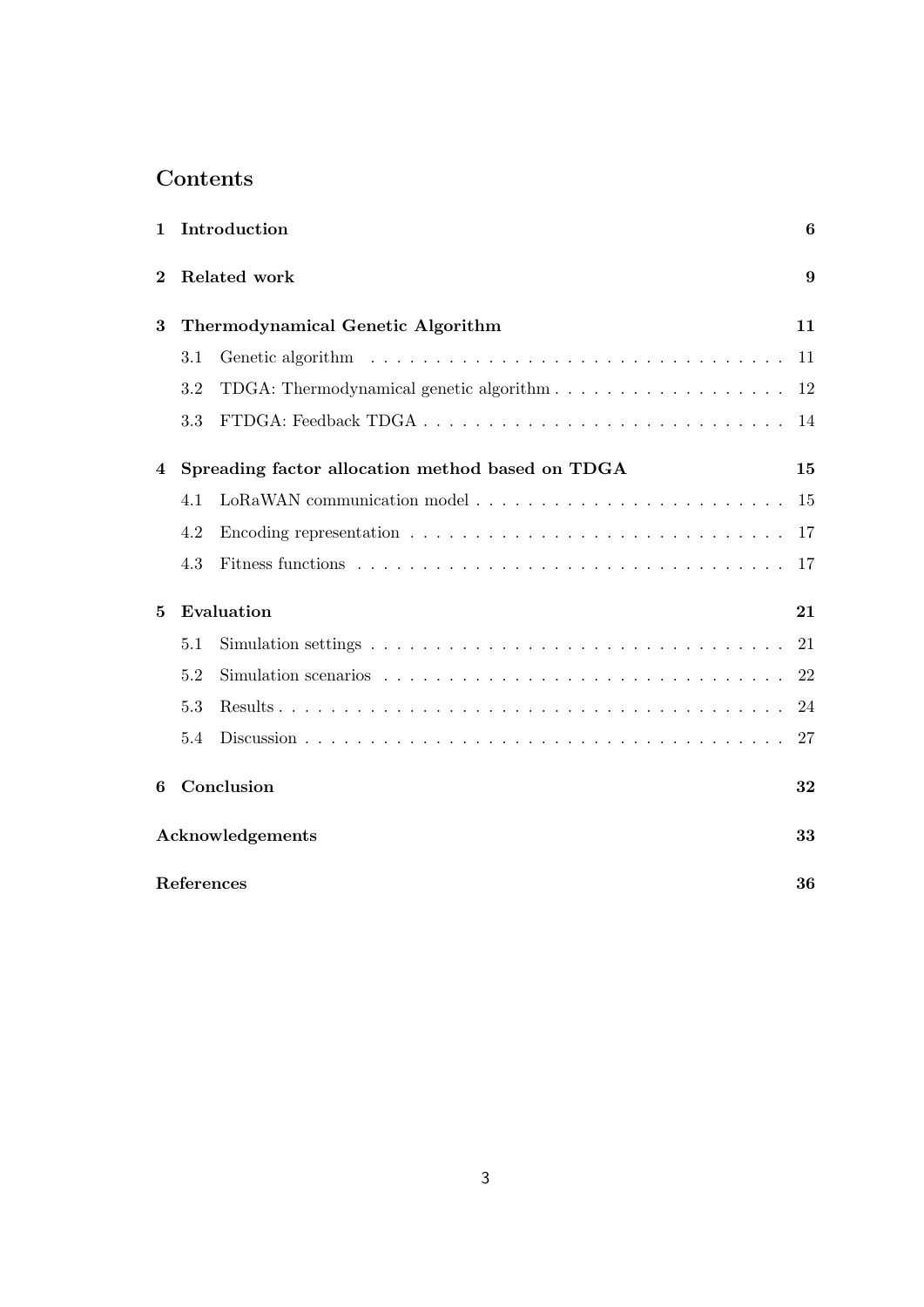# Contents

1 Introduction 6

2 Related work 9

3 Thermodynamical Genetic Algorithm 11

- 3.1 Genetic algorithm 11
- 3.2 TDGA: Thermodynamical genetic algorithm 12
- 3.3 FTDGA: Feedback TDGA 14

4 Spreading factor allocation method based on TDGA 15

- 4.1 LoRaWAN communication model 15
- 4.2 Encoding representation 17
- 4.3 Fitness functions 17

5 Evaluation 21

- 5.1 Simulation settings 21
- 5.2 Simulation scenarios 22
- 5.3 Results 24
- 5.4 Discussion 27

6 Conclusion 32

Acknowledgements 33

References 36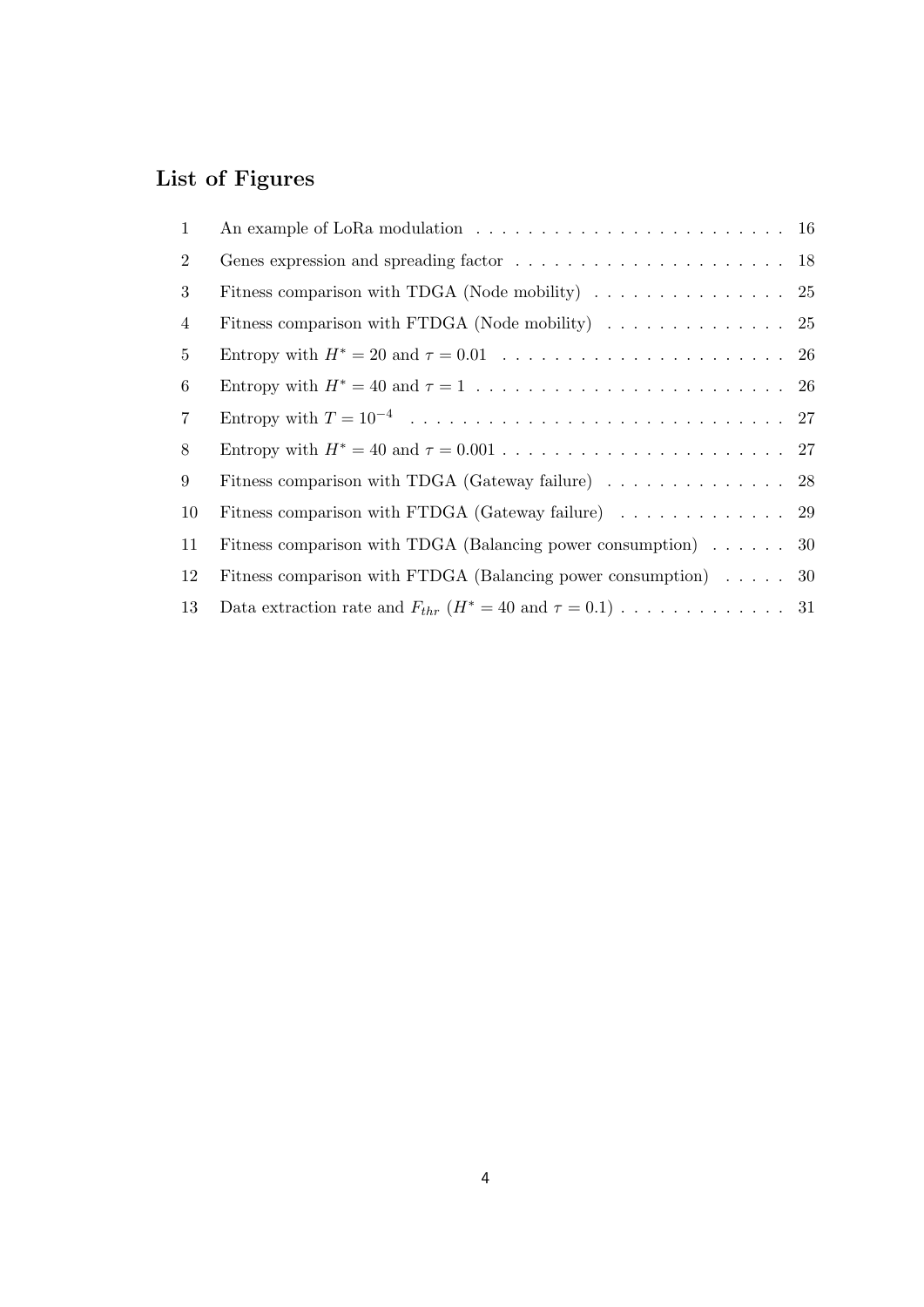## List of Figures

1 An example of LoRa modulation . . . . . . . . . . . . . . . . . . . . . . . . 16

2 Genes expression and spreading factor . . . . . . . . . . . . . . . . . . . . . 18

3 Fitness comparison with TDGA (Node mobility) . . . . . . . . . . . . . . . 25

4 Fitness comparison with FTDGA (Node mobility) . . . . . . . . . . . . . . 25

5 Entropy with $H^* = 20$ and $\tau = 0.01$ . . . . . . . . . . . . . . . . . . . . . . 26

6 Entropy with $H^* = 40$ and $\tau = 1$ . . . . . . . . . . . . . . . . . . . . . . . . 26

7 Entropy with $T = 10^{-4}$ . . . . . . . . . . . . . . . . . . . . . . . . . . . . . 27

8 Entropy with $H^* = 40$ and $\tau = 0.001$ . . . . . . . . . . . . . . . . . . . . . 27

9 Fitness comparison with TDGA (Gateway failure) . . . . . . . . . . . . . . 28

10 Fitness comparison with FTDGA (Gateway failure) . . . . . . . . . . . . . 29

11 Fitness comparison with TDGA (Balancing power consumption) . . . . . . 30

12 Fitness comparison with FTDGA (Balancing power consumption) . . . . . 30

13 Data extraction rate and $F_{thr}$ ($H^* = 40$ and $\tau = 0.1$) . . . . . . . . . . . . . 31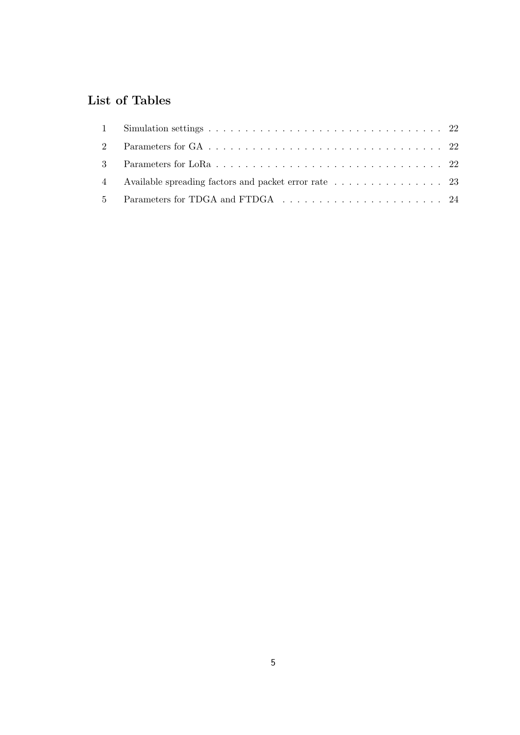## List of Tables

| | | |
|---|---|---|
| 1 | Simulation settings | 22 |
| 2 | Parameters for GA | 22 |
| 3 | Parameters for LoRa | 22 |
| 4 | Available spreading factors and packet error rate | 23 |
| 5 | Parameters for TDGA and FTDGA | 24 |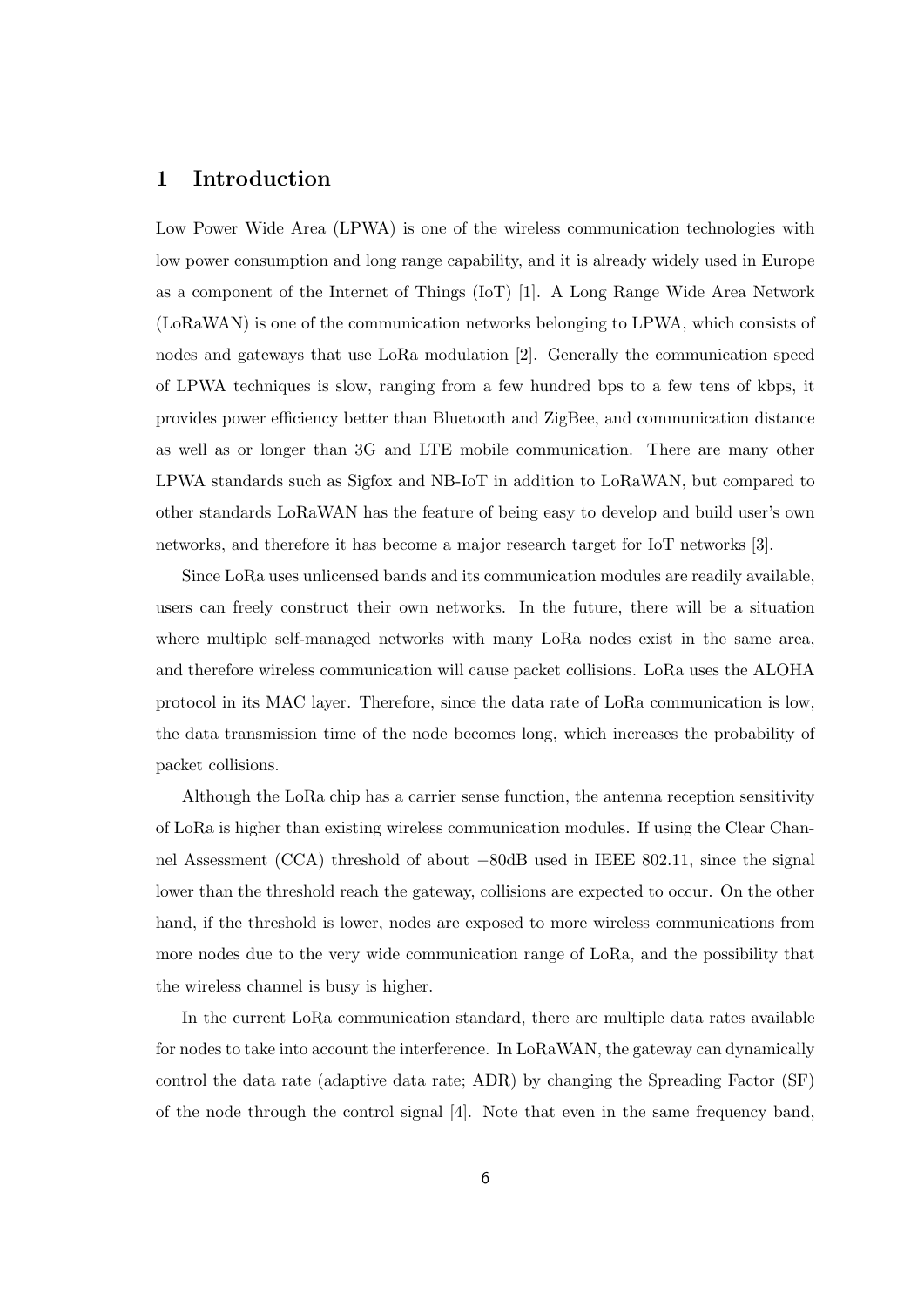# 1 Introduction

Low Power Wide Area (LPWA) is one of the wireless communication technologies with low power consumption and long range capability, and it is already widely used in Europe as a component of the Internet of Things (IoT) [1]. A Long Range Wide Area Network (LoRaWAN) is one of the communication networks belonging to LPWA, which consists of nodes and gateways that use LoRa modulation [2]. Generally the communication speed of LPWA techniques is slow, ranging from a few hundred bps to a few tens of kbps, it provides power efficiency better than Bluetooth and ZigBee, and communication distance as well as or longer than 3G and LTE mobile communication. There are many other LPWA standards such as Sigfox and NB-IoT in addition to LoRaWAN, but compared to other standards LoRaWAN has the feature of being easy to develop and build user's own networks, and therefore it has become a major research target for IoT networks [3].

Since LoRa uses unlicensed bands and its communication modules are readily available, users can freely construct their own networks. In the future, there will be a situation where multiple self-managed networks with many LoRa nodes exist in the same area, and therefore wireless communication will cause packet collisions. LoRa uses the ALOHA protocol in its MAC layer. Therefore, since the data rate of LoRa communication is low, the data transmission time of the node becomes long, which increases the probability of packet collisions.

Although the LoRa chip has a carrier sense function, the antenna reception sensitivity of LoRa is higher than existing wireless communication modules. If using the Clear Channel Assessment (CCA) threshold of about $-80$dB used in IEEE 802.11, since the signal lower than the threshold reach the gateway, collisions are expected to occur. On the other hand, if the threshold is lower, nodes are exposed to more wireless communications from more nodes due to the very wide communication range of LoRa, and the possibility that the wireless channel is busy is higher.

In the current LoRa communication standard, there are multiple data rates available for nodes to take into account the interference. In LoRaWAN, the gateway can dynamically control the data rate (adaptive data rate; ADR) by changing the Spreading Factor (SF) of the node through the control signal [4]. Note that even in the same frequency band,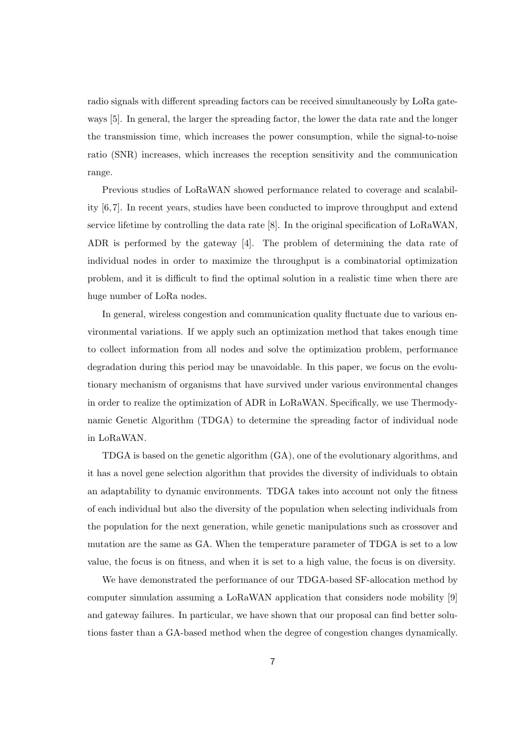radio signals with different spreading factors can be received simultaneously by LoRa gateways [5]. In general, the larger the spreading factor, the lower the data rate and the longer the transmission time, which increases the power consumption, while the signal-to-noise ratio (SNR) increases, which increases the reception sensitivity and the communication range.

Previous studies of LoRaWAN showed performance related to coverage and scalability [6,7]. In recent years, studies have been conducted to improve throughput and extend service lifetime by controlling the data rate [8]. In the original specification of LoRaWAN, ADR is performed by the gateway [4]. The problem of determining the data rate of individual nodes in order to maximize the throughput is a combinatorial optimization problem, and it is difficult to find the optimal solution in a realistic time when there are huge number of LoRa nodes.

In general, wireless congestion and communication quality fluctuate due to various environmental variations. If we apply such an optimization method that takes enough time to collect information from all nodes and solve the optimization problem, performance degradation during this period may be unavoidable. In this paper, we focus on the evolutionary mechanism of organisms that have survived under various environmental changes in order to realize the optimization of ADR in LoRaWAN. Specifically, we use Thermodynamic Genetic Algorithm (TDGA) to determine the spreading factor of individual node in LoRaWAN.

TDGA is based on the genetic algorithm (GA), one of the evolutionary algorithms, and it has a novel gene selection algorithm that provides the diversity of individuals to obtain an adaptability to dynamic environments. TDGA takes into account not only the fitness of each individual but also the diversity of the population when selecting individuals from the population for the next generation, while genetic manipulations such as crossover and mutation are the same as GA. When the temperature parameter of TDGA is set to a low value, the focus is on fitness, and when it is set to a high value, the focus is on diversity.

We have demonstrated the performance of our TDGA-based SF-allocation method by computer simulation assuming a LoRaWAN application that considers node mobility [9] and gateway failures. In particular, we have shown that our proposal can find better solutions faster than a GA-based method when the degree of congestion changes dynamically.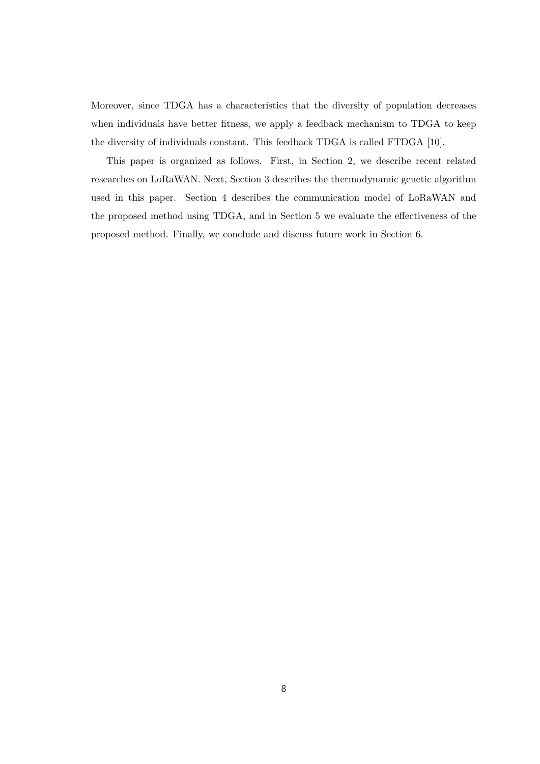Moreover, since TDGA has a characteristics that the diversity of population decreases when individuals have better fitness, we apply a feedback mechanism to TDGA to keep the diversity of individuals constant. This feedback TDGA is called FTDGA [10].

This paper is organized as follows. First, in Section 2, we describe recent related researches on LoRaWAN. Next, Section 3 describes the thermodynamic genetic algorithm used in this paper. Section 4 describes the communication model of LoRaWAN and the proposed method using TDGA, and in Section 5 we evaluate the effectiveness of the proposed method. Finally, we conclude and discuss future work in Section 6.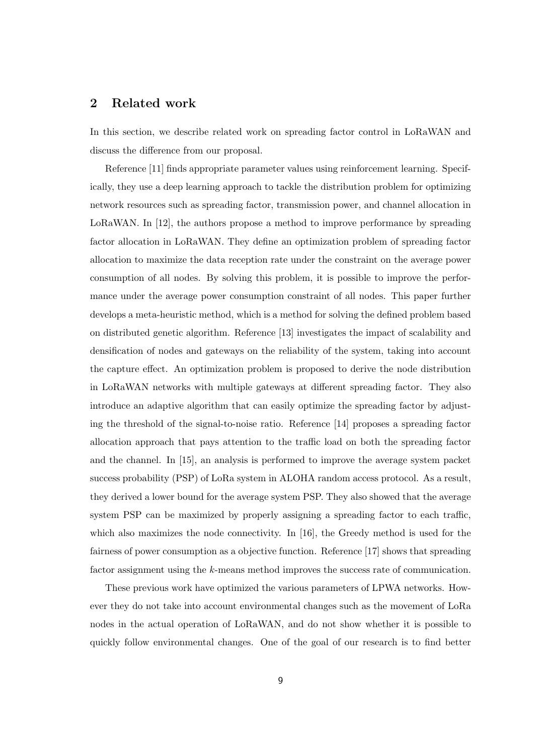## 2 Related work

In this section, we describe related work on spreading factor control in LoRaWAN and discuss the difference from our proposal.

Reference [11] finds appropriate parameter values using reinforcement learning. Specifically, they use a deep learning approach to tackle the distribution problem for optimizing network resources such as spreading factor, transmission power, and channel allocation in LoRaWAN. In [12], the authors propose a method to improve performance by spreading factor allocation in LoRaWAN. They define an optimization problem of spreading factor allocation to maximize the data reception rate under the constraint on the average power consumption of all nodes. By solving this problem, it is possible to improve the performance under the average power consumption constraint of all nodes. This paper further develops a meta-heuristic method, which is a method for solving the defined problem based on distributed genetic algorithm. Reference [13] investigates the impact of scalability and densification of nodes and gateways on the reliability of the system, taking into account the capture effect. An optimization problem is proposed to derive the node distribution in LoRaWAN networks with multiple gateways at different spreading factor. They also introduce an adaptive algorithm that can easily optimize the spreading factor by adjusting the threshold of the signal-to-noise ratio. Reference [14] proposes a spreading factor allocation approach that pays attention to the traffic load on both the spreading factor and the channel. In [15], an analysis is performed to improve the average system packet success probability (PSP) of LoRa system in ALOHA random access protocol. As a result, they derived a lower bound for the average system PSP. They also showed that the average system PSP can be maximized by properly assigning a spreading factor to each traffic, which also maximizes the node connectivity. In [16], the Greedy method is used for the fairness of power consumption as a objective function. Reference [17] shows that spreading factor assignment using the $k$-means method improves the success rate of communication.

These previous work have optimized the various parameters of LPWA networks. However they do not take into account environmental changes such as the movement of LoRa nodes in the actual operation of LoRaWAN, and do not show whether it is possible to quickly follow environmental changes. One of the goal of our research is to find better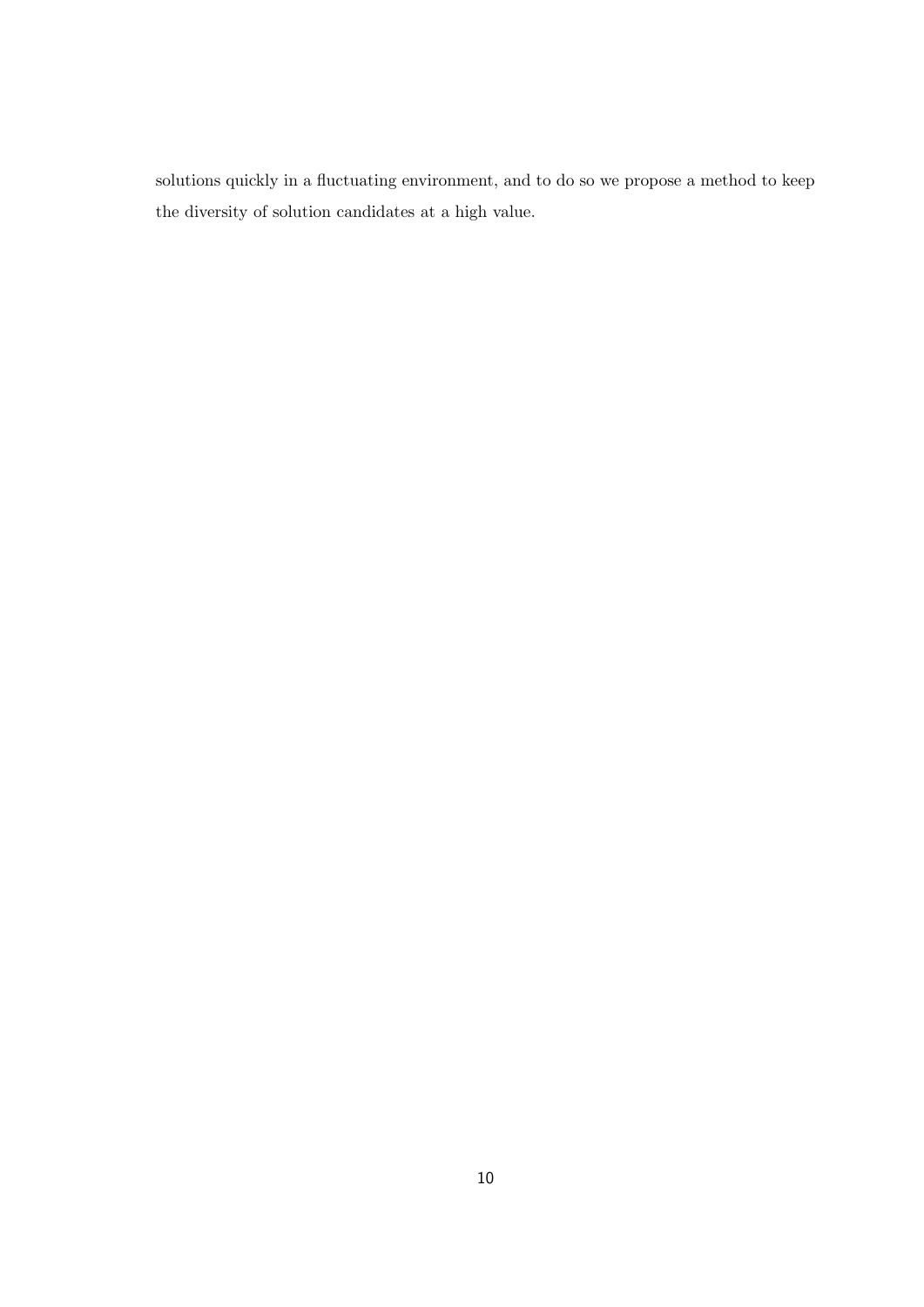solutions quickly in a fluctuating environment, and to do so we propose a method to keep the diversity of solution candidates at a high value.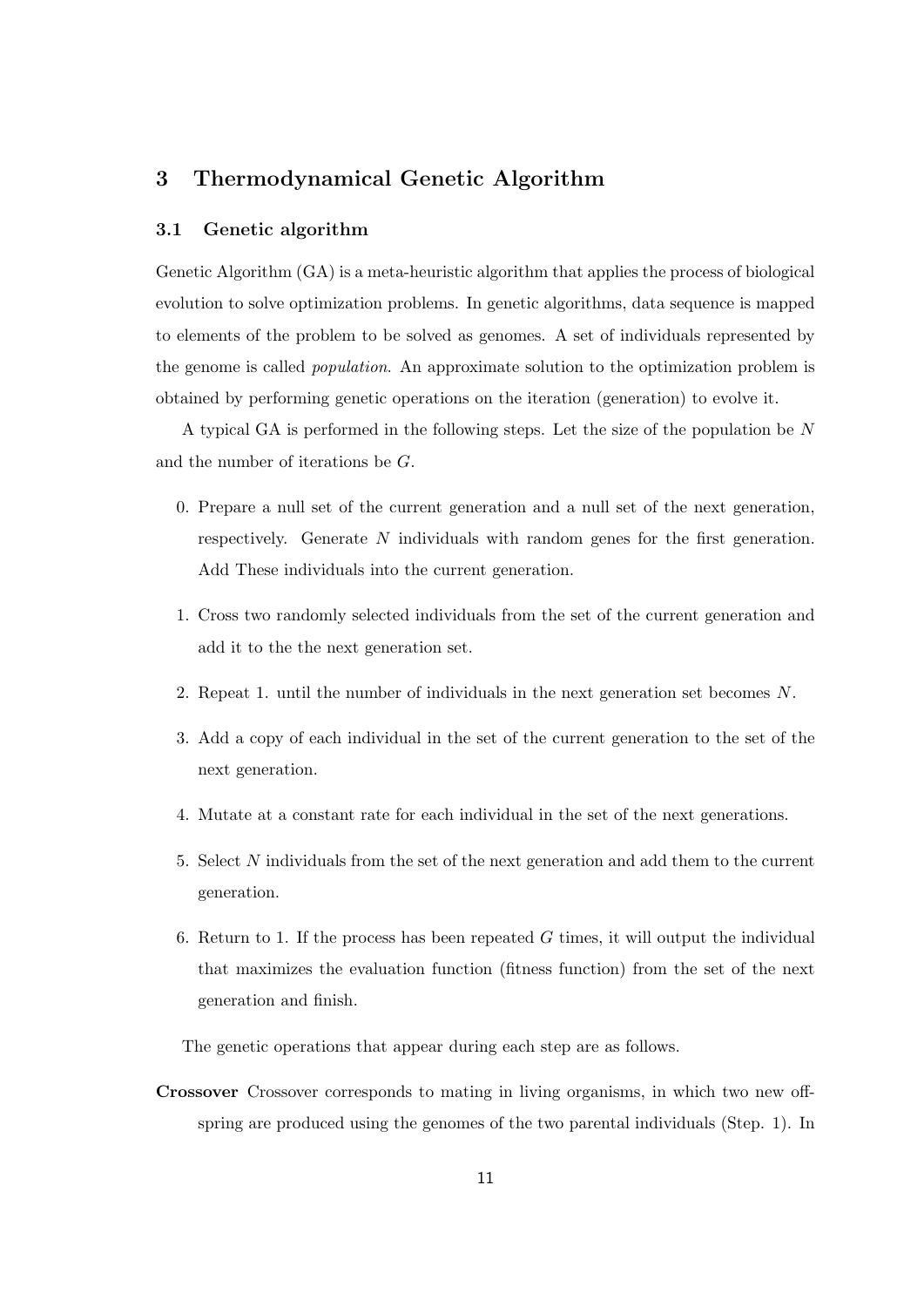# 3 Thermodynamical Genetic Algorithm

## 3.1 Genetic algorithm

Genetic Algorithm (GA) is a meta-heuristic algorithm that applies the process of biological evolution to solve optimization problems. In genetic algorithms, data sequence is mapped to elements of the problem to be solved as genomes. A set of individuals represented by the genome is called *population*. An approximate solution to the optimization problem is obtained by performing genetic operations on the iteration (generation) to evolve it.

A typical GA is performed in the following steps. Let the size of the population be $N$ and the number of iterations be $G$.

0. Prepare a null set of the current generation and a null set of the next generation, respectively. Generate $N$ individuals with random genes for the first generation. Add These individuals into the current generation.
1. Cross two randomly selected individuals from the set of the current generation and add it to the the next generation set.
2. Repeat 1. until the number of individuals in the next generation set becomes $N$.
3. Add a copy of each individual in the set of the current generation to the set of the next generation.
4. Mutate at a constant rate for each individual in the set of the next generations.
5. Select $N$ individuals from the set of the next generation and add them to the current generation.
6. Return to 1. If the process has been repeated $G$ times, it will output the individual that maximizes the evaluation function (fitness function) from the set of the next generation and finish.

The genetic operations that appear during each step are as follows.

**Crossover** Crossover corresponds to mating in living organisms, in which two new offspring are produced using the genomes of the two parental individuals (Step. 1). In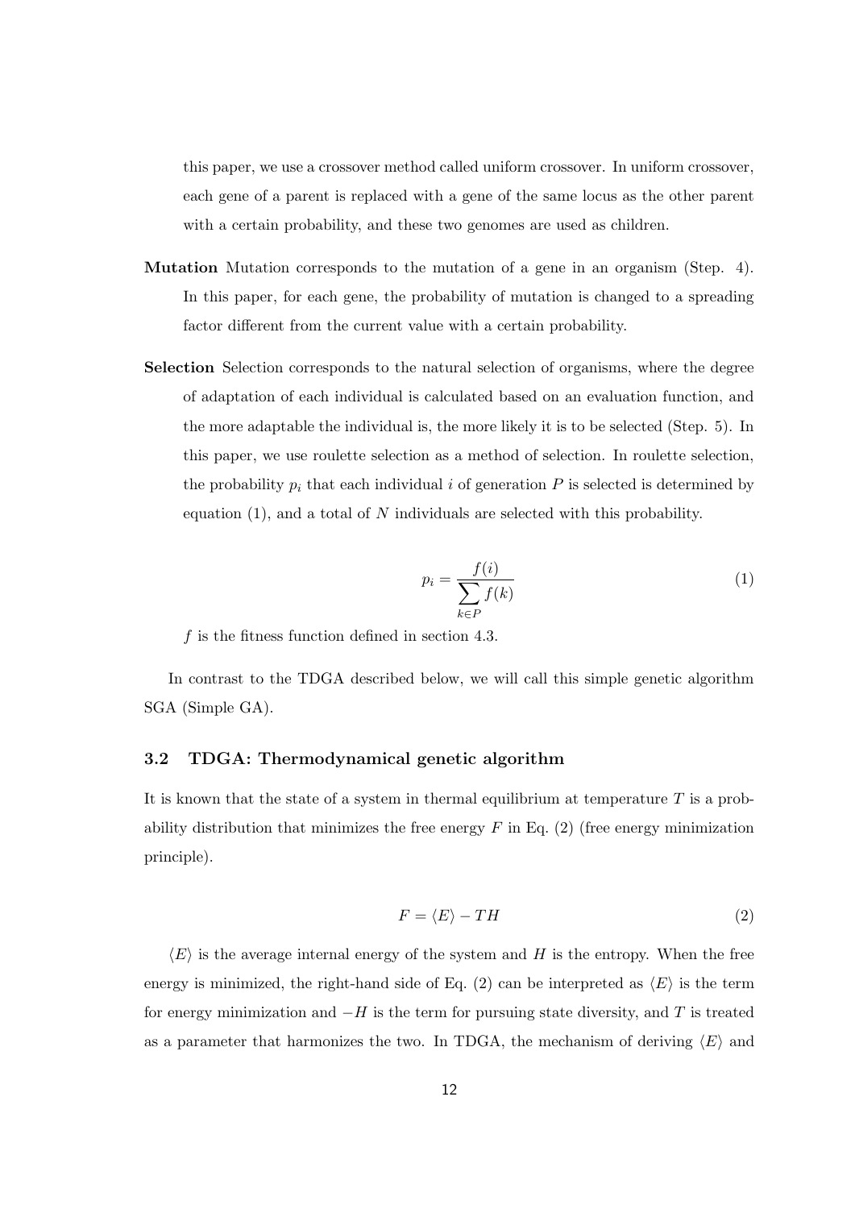this paper, we use a crossover method called uniform crossover. In uniform crossover, each gene of a parent is replaced with a gene of the same locus as the other parent with a certain probability, and these two genomes are used as children.

**Mutation** Mutation corresponds to the mutation of a gene in an organism (Step. 4). In this paper, for each gene, the probability of mutation is changed to a spreading factor different from the current value with a certain probability.

**Selection** Selection corresponds to the natural selection of organisms, where the degree of adaptation of each individual is calculated based on an evaluation function, and the more adaptable the individual is, the more likely it is to be selected (Step. 5). In this paper, we use roulette selection as a method of selection. In roulette selection, the probability $p_i$ that each individual $i$ of generation $P$ is selected is determined by equation (1), and a total of $N$ individuals are selected with this probability.

$$p_i = \frac{f(i)}{\sum_{k \in P} f(k)} \tag{1}$$

$f$ is the fitness function defined in section 4.3.

In contrast to the TDGA described below, we will call this simple genetic algorithm SGA (Simple GA).

### 3.2 TDGA: Thermodynamical genetic algorithm

It is known that the state of a system in thermal equilibrium at temperature $T$ is a probability distribution that minimizes the free energy $F$ in Eq. (2) (free energy minimization principle).

$$F = \langle E \rangle - TH \tag{2}$$

$\langle E \rangle$ is the average internal energy of the system and $H$ is the entropy. When the free energy is minimized, the right-hand side of Eq. (2) can be interpreted as $\langle E \rangle$ is the term for energy minimization and $-H$ is the term for pursuing state diversity, and $T$ is treated as a parameter that harmonizes the two. In TDGA, the mechanism of deriving $\langle E \rangle$ and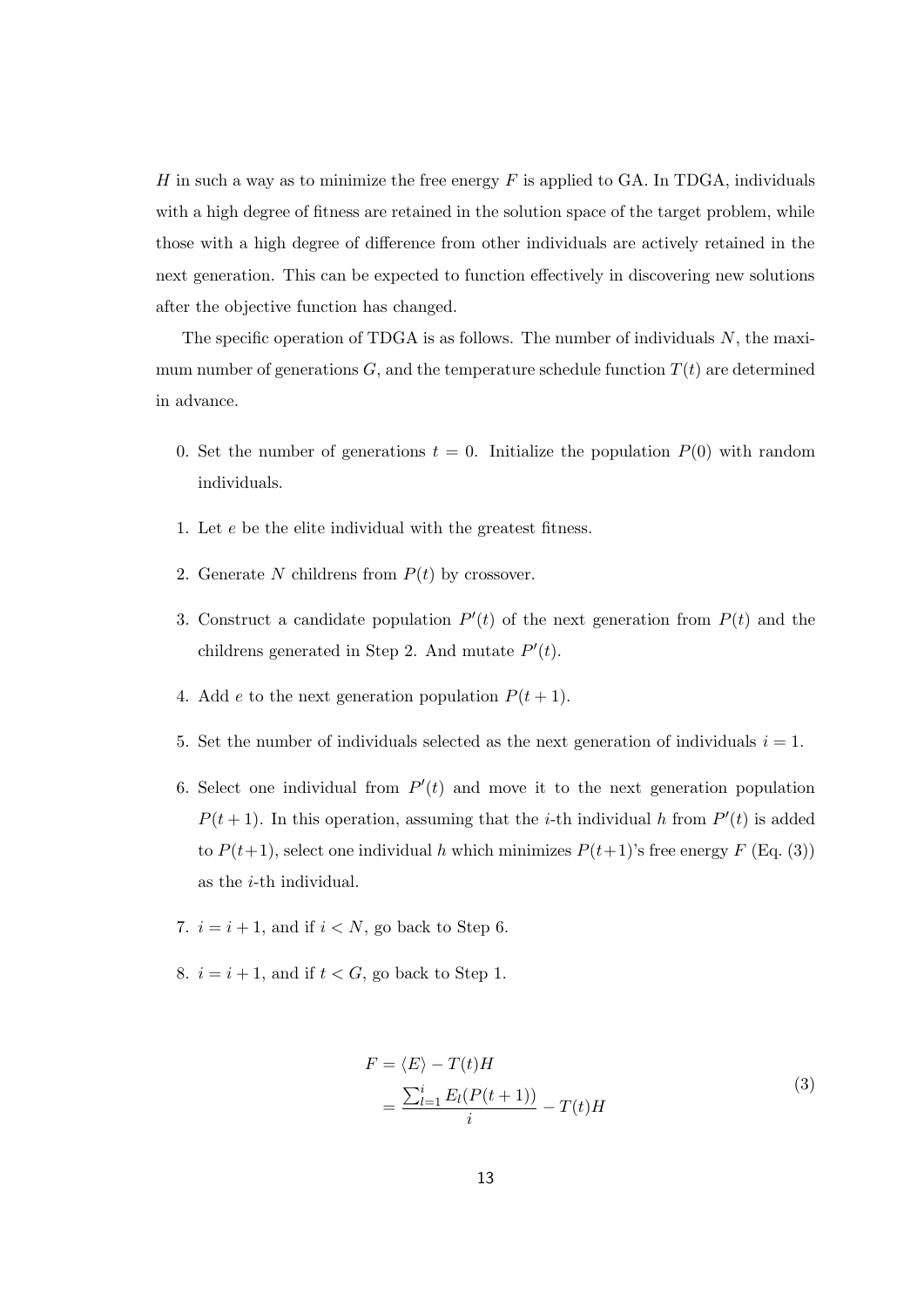$H$ in such a way as to minimize the free energy $F$ is applied to GA. In TDGA, individuals with a high degree of fitness are retained in the solution space of the target problem, while those with a high degree of difference from other individuals are actively retained in the next generation. This can be expected to function effectively in discovering new solutions after the objective function has changed.

The specific operation of TDGA is as follows. The number of individuals $N$, the maximum number of generations $G$, and the temperature schedule function $T(t)$ are determined in advance.

0. Set the number of generations $t = 0$. Initialize the population $P(0)$ with random individuals.
1. Let $e$ be the elite individual with the greatest fitness.
2. Generate $N$ childrens from $P(t)$ by crossover.
3. Construct a candidate population $P'(t)$ of the next generation from $P(t)$ and the childrens generated in Step 2. And mutate $P'(t)$.
4. Add $e$ to the next generation population $P(t + 1)$.
5. Set the number of individuals selected as the next generation of individuals $i = 1$.
6. Select one individual from $P'(t)$ and move it to the next generation population $P(t + 1)$. In this operation, assuming that the $i$-th individual $h$ from $P'(t)$ is added to $P(t+1)$, select one individual $h$ which minimizes $P(t+1)$'s free energy $F$ (Eq. (3)) as the $i$-th individual.
7. $i = i + 1$, and if $i < N$, go back to Step 6.
8. $i = i + 1$, and if $t < G$, go back to Step 1.

$$
\begin{aligned}
F &= \langle E \rangle - T(t)H \\
&= \frac{\sum_{l=1}^{i} E_l(P(t+1))}{i} - T(t)H
\end{aligned}
\tag{3}
$$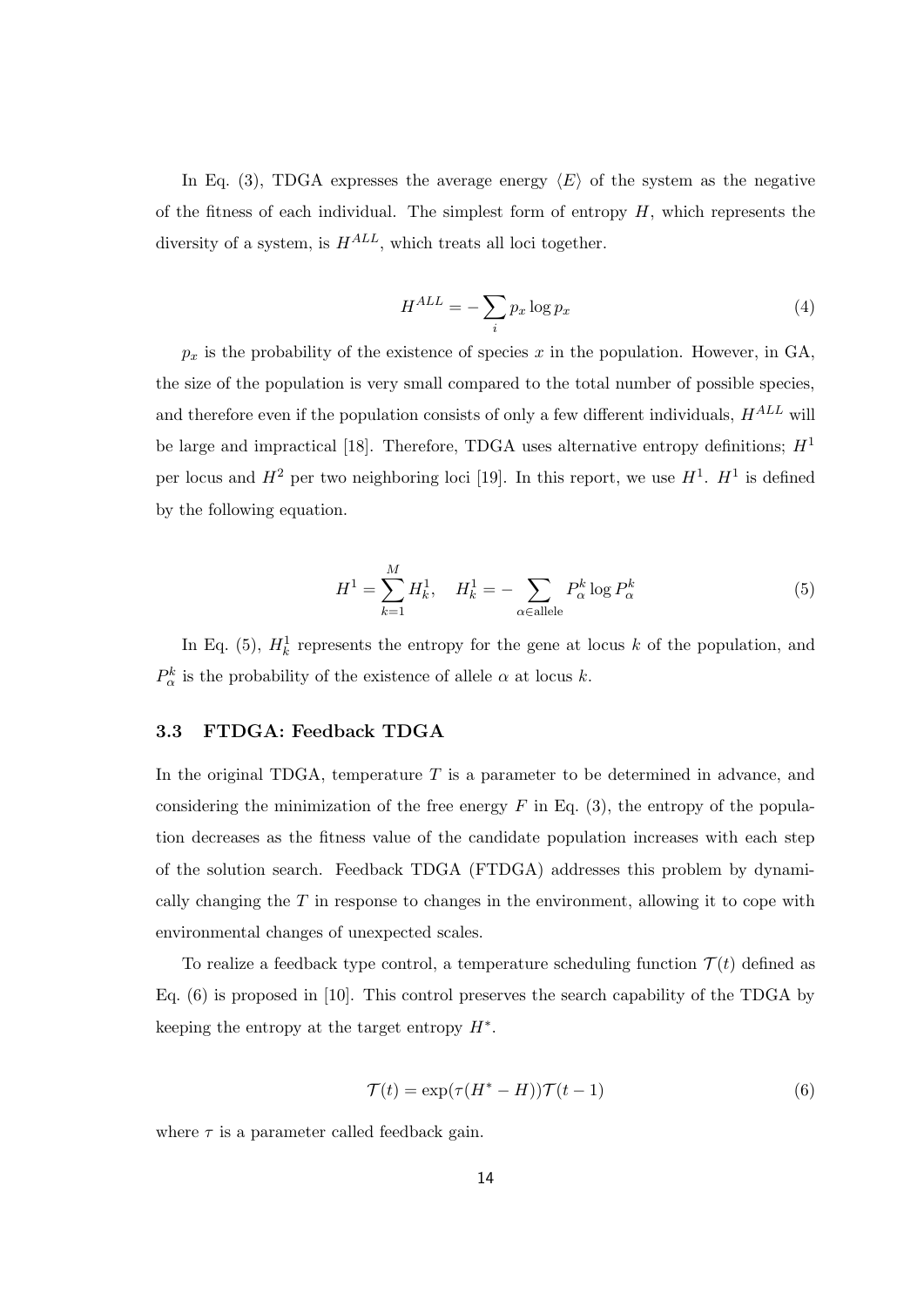In Eq. (3), TDGA expresses the average energy $\langle E \rangle$ of the system as the negative of the fitness of each individual. The simplest form of entropy $H$, which represents the diversity of a system, is $H^{ALL}$, which treats all loci together.

$$H^{ALL} = -\sum_{i} p_x \log p_x \tag{4}$$

$p_x$ is the probability of the existence of species $x$ in the population. However, in GA, the size of the population is very small compared to the total number of possible species, and therefore even if the population consists of only a few different individuals, $H^{ALL}$ will be large and impractical [18]. Therefore, TDGA uses alternative entropy definitions; $H^1$ per locus and $H^2$ per two neighboring loci [19]. In this report, we use $H^1$. $H^1$ is defined by the following equation.

$$H^1 = \sum_{k=1}^{M} H_k^1, \quad H_k^1 = -\sum_{\alpha \in \text{allele}} P_\alpha^k \log P_\alpha^k \tag{5}$$

In Eq. (5), $H_k^1$ represents the entropy for the gene at locus $k$ of the population, and $P_\alpha^k$ is the probability of the existence of allele $\alpha$ at locus $k$.

### 3.3 FTDGA: Feedback TDGA

In the original TDGA, temperature $T$ is a parameter to be determined in advance, and considering the minimization of the free energy $F$ in Eq. (3), the entropy of the population decreases as the fitness value of the candidate population increases with each step of the solution search. Feedback TDGA (FTDGA) addresses this problem by dynamically changing the $T$ in response to changes in the environment, allowing it to cope with environmental changes of unexpected scales.

To realize a feedback type control, a temperature scheduling function $\mathcal{T}(t)$ defined as Eq. (6) is proposed in [10]. This control preserves the search capability of the TDGA by keeping the entropy at the target entropy $H^*$.

$$\mathcal{T}(t) = \exp(\tau(H^* - H))\mathcal{T}(t-1) \tag{6}$$

where $\tau$ is a parameter called feedback gain.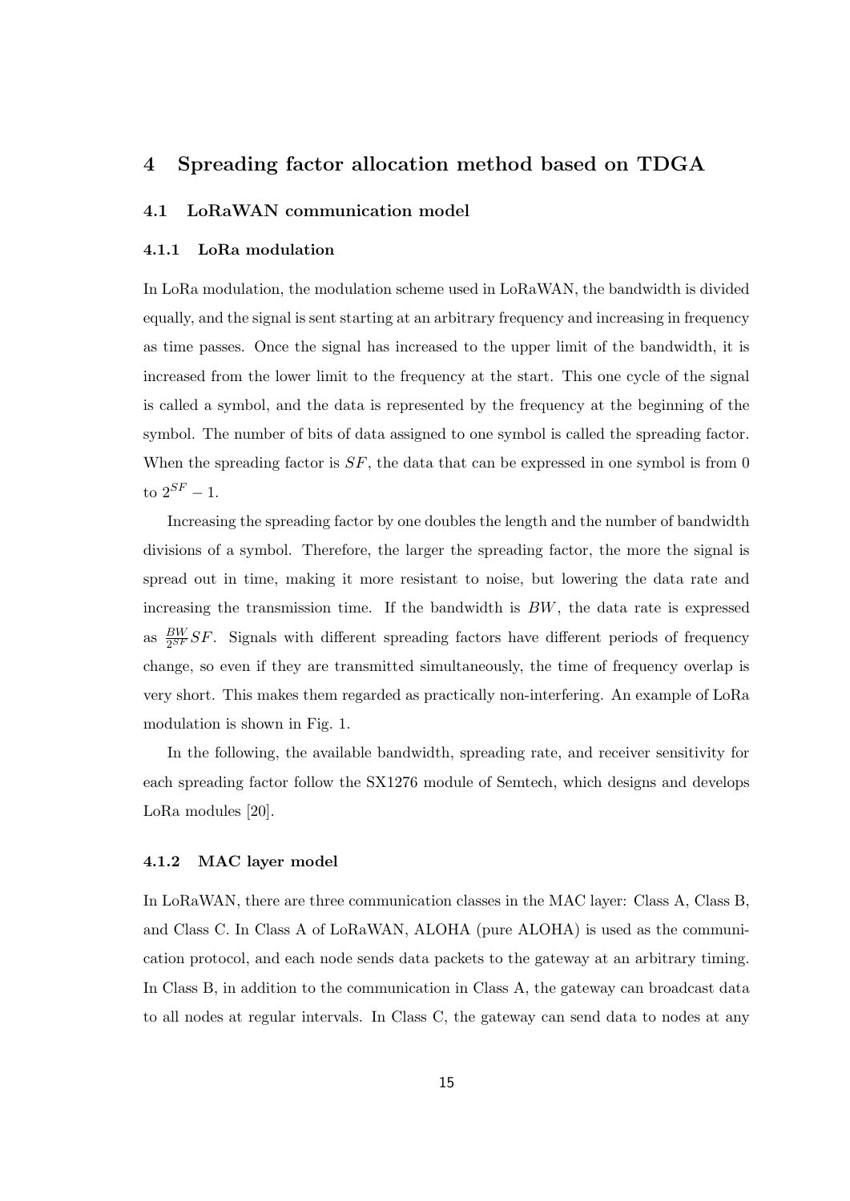# 4 Spreading factor allocation method based on TDGA

## 4.1 LoRaWAN communication model

### 4.1.1 LoRa modulation

In LoRa modulation, the modulation scheme used in LoRaWAN, the bandwidth is divided equally, and the signal is sent starting at an arbitrary frequency and increasing in frequency as time passes. Once the signal has increased to the upper limit of the bandwidth, it is increased from the lower limit to the frequency at the start. This one cycle of the signal is called a symbol, and the data is represented by the frequency at the beginning of the symbol. The number of bits of data assigned to one symbol is called the spreading factor. When the spreading factor is $SF$, the data that can be expressed in one symbol is from 0 to $2^{SF} - 1$.

Increasing the spreading factor by one doubles the length and the number of bandwidth divisions of a symbol. Therefore, the larger the spreading factor, the more the signal is spread out in time, making it more resistant to noise, but lowering the data rate and increasing the transmission time. If the bandwidth is $BW$, the data rate is expressed as $\frac{BW}{2^{SF}}SF$. Signals with different spreading factors have different periods of frequency change, so even if they are transmitted simultaneously, the time of frequency overlap is very short. This makes them regarded as practically non-interfering. An example of LoRa modulation is shown in Fig. 1.

In the following, the available bandwidth, spreading rate, and receiver sensitivity for each spreading factor follow the SX1276 module of Semtech, which designs and develops LoRa modules [20].

### 4.1.2 MAC layer model

In LoRaWAN, there are three communication classes in the MAC layer: Class A, Class B, and Class C. In Class A of LoRaWAN, ALOHA (pure ALOHA) is used as the communication protocol, and each node sends data packets to the gateway at an arbitrary timing. In Class B, in addition to the communication in Class A, the gateway can broadcast data to all nodes at regular intervals. In Class C, the gateway can send data to nodes at any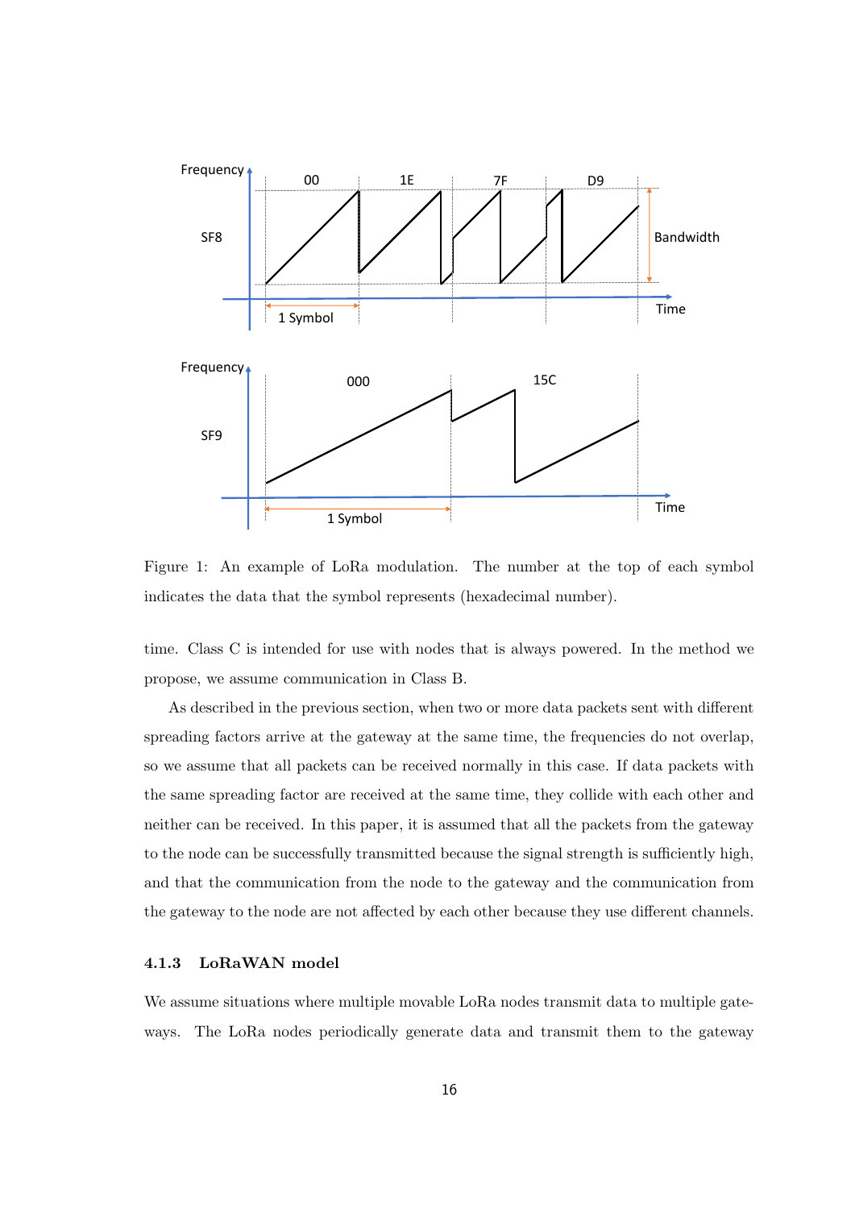Figure 1: An example of LoRa modulation. The number at the top of each symbol indicates the data that the symbol represents (hexadecimal number).

time. Class C is intended for use with nodes that is always powered. In the method we propose, we assume communication in Class B.

As described in the previous section, when two or more data packets sent with different spreading factors arrive at the gateway at the same time, the frequencies do not overlap, so we assume that all packets can be received normally in this case. If data packets with the same spreading factor are received at the same time, they collide with each other and neither can be received. In this paper, it is assumed that all the packets from the gateway to the node can be successfully transmitted because the signal strength is sufficiently high, and that the communication from the node to the gateway and the communication from the gateway to the node are not affected by each other because they use different channels.

#### 4.1.3 LoRaWAN model

We assume situations where multiple movable LoRa nodes transmit data to multiple gateways. The LoRa nodes periodically generate data and transmit them to the gateway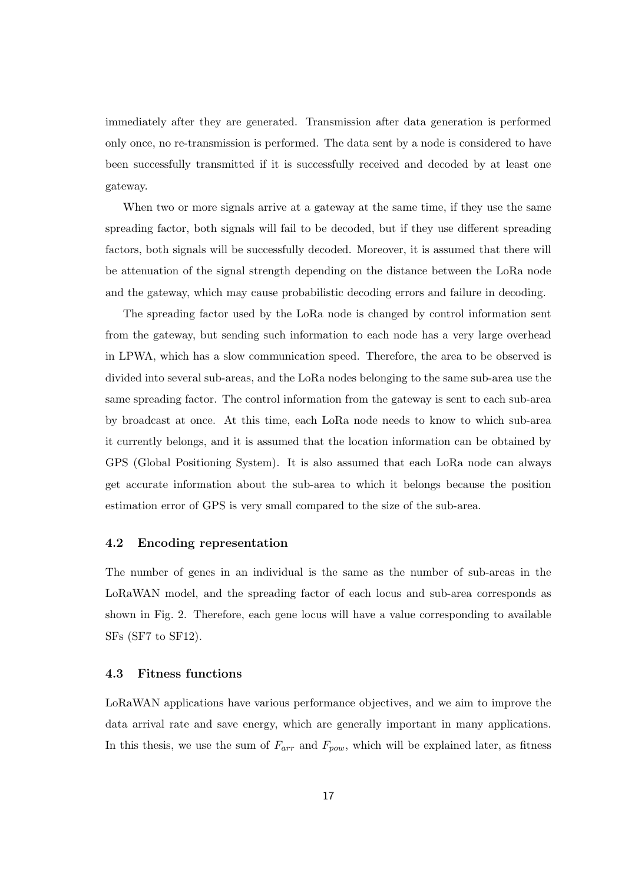immediately after they are generated. Transmission after data generation is performed only once, no re-transmission is performed. The data sent by a node is considered to have been successfully transmitted if it is successfully received and decoded by at least one gateway.

When two or more signals arrive at a gateway at the same time, if they use the same spreading factor, both signals will fail to be decoded, but if they use different spreading factors, both signals will be successfully decoded. Moreover, it is assumed that there will be attenuation of the signal strength depending on the distance between the LoRa node and the gateway, which may cause probabilistic decoding errors and failure in decoding.

The spreading factor used by the LoRa node is changed by control information sent from the gateway, but sending such information to each node has a very large overhead in LPWA, which has a slow communication speed. Therefore, the area to be observed is divided into several sub-areas, and the LoRa nodes belonging to the same sub-area use the same spreading factor. The control information from the gateway is sent to each sub-area by broadcast at once. At this time, each LoRa node needs to know to which sub-area it currently belongs, and it is assumed that the location information can be obtained by GPS (Global Positioning System). It is also assumed that each LoRa node can always get accurate information about the sub-area to which it belongs because the position estimation error of GPS is very small compared to the size of the sub-area.

### 4.2 Encoding representation

The number of genes in an individual is the same as the number of sub-areas in the LoRaWAN model, and the spreading factor of each locus and sub-area corresponds as shown in Fig. 2. Therefore, each gene locus will have a value corresponding to available SFs (SF7 to SF12).

### 4.3 Fitness functions

LoRaWAN applications have various performance objectives, and we aim to improve the data arrival rate and save energy, which are generally important in many applications. In this thesis, we use the sum of $F_{arr}$ and $F_{pow}$, which will be explained later, as fitness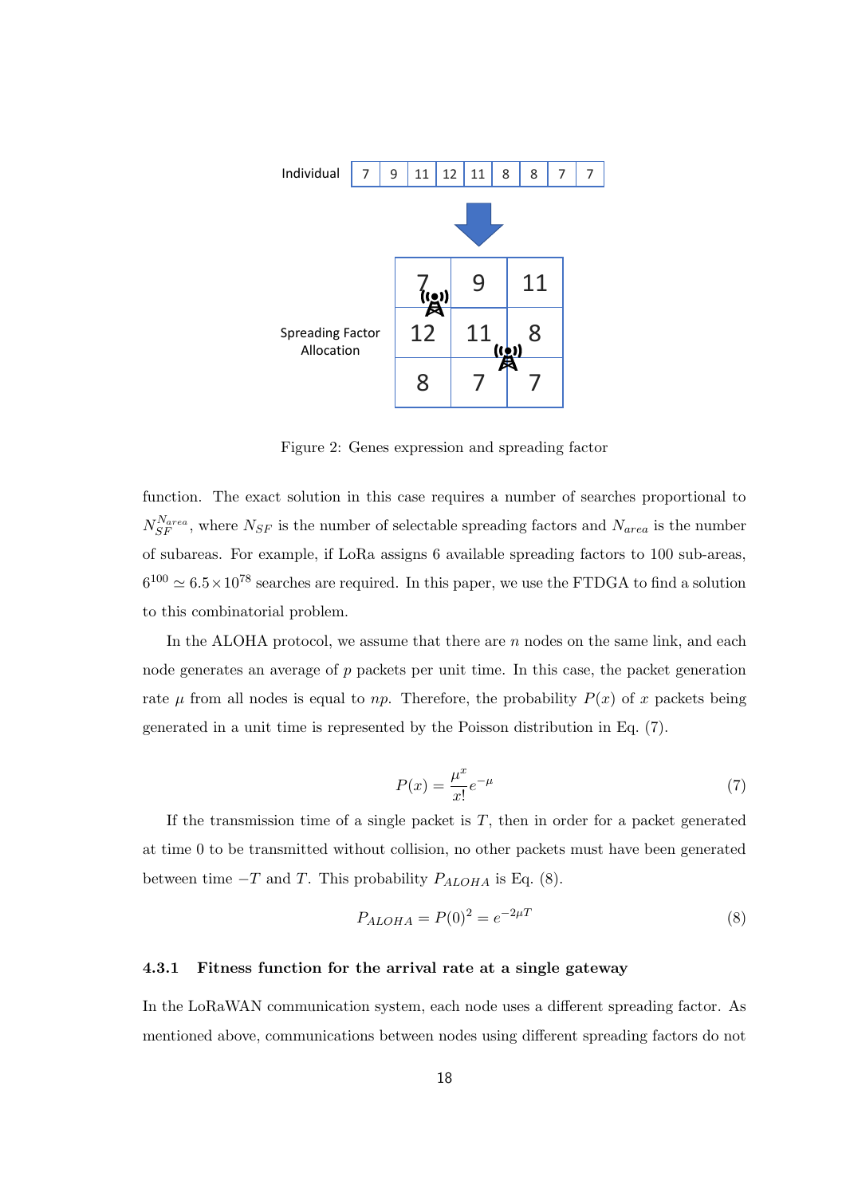Figure 2: Genes expression and spreading factor

function. The exact solution in this case requires a number of searches proportional to $N_{SF}^{N_{area}}$, where $N_{SF}$ is the number of selectable spreading factors and $N_{area}$ is the number of subareas. For example, if LoRa assigns 6 available spreading factors to 100 sub-areas, $6^{100} \simeq 6.5 \times 10^{78}$ searches are required. In this paper, we use the FTDGA to find a solution to this combinatorial problem.

In the ALOHA protocol, we assume that there are $n$ nodes on the same link, and each node generates an average of $p$ packets per unit time. In this case, the packet generation rate $\mu$ from all nodes is equal to $np$. Therefore, the probability $P(x)$ of $x$ packets being generated in a unit time is represented by the Poisson distribution in Eq. (7).

$$P(x) = \frac{\mu^x}{x!} e^{-\mu} \tag{7}$$

If the transmission time of a single packet is $T$, then in order for a packet generated at time 0 to be transmitted without collision, no other packets must have been generated between time $-T$ and $T$. This probability $P_{ALOHA}$ is Eq. (8).

$$P_{ALOHA} = P(0)^2 = e^{-2\mu T} \tag{8}$$

### 4.3.1 Fitness function for the arrival rate at a single gateway

In the LoRaWAN communication system, each node uses a different spreading factor. As mentioned above, communications between nodes using different spreading factors do not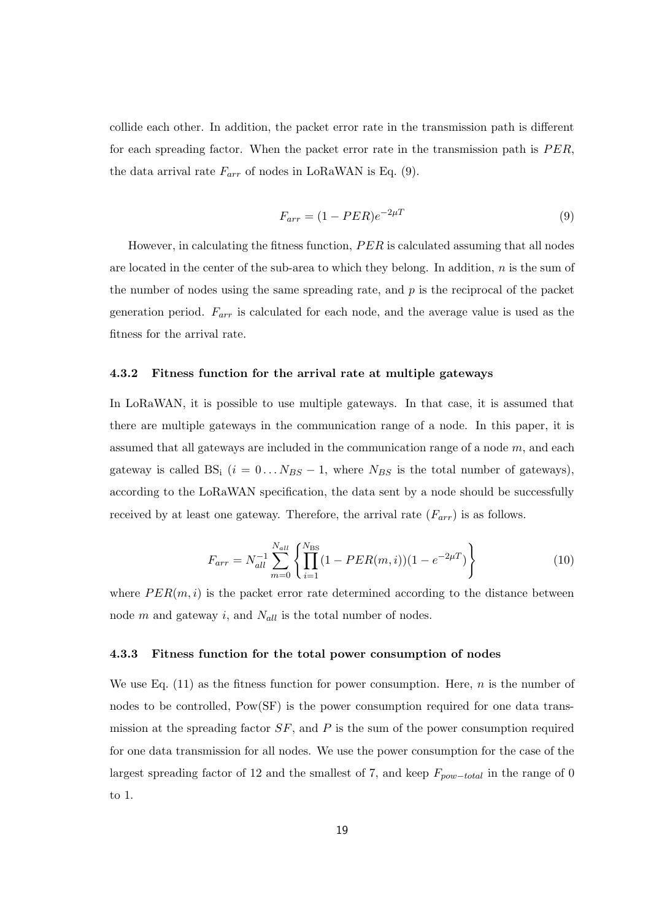collide each other. In addition, the packet error rate in the transmission path is different for each spreading factor. When the packet error rate in the transmission path is $PER$, the data arrival rate $F_{arr}$ of nodes in LoRaWAN is Eq. (9).

$$F_{arr} = (1 - PER)e^{-2\mu T} \tag{9}$$

However, in calculating the fitness function, $PER$ is calculated assuming that all nodes are located in the center of the sub-area to which they belong. In addition, $n$ is the sum of the number of nodes using the same spreading rate, and $p$ is the reciprocal of the packet generation period. $F_{arr}$ is calculated for each node, and the average value is used as the fitness for the arrival rate.

### 4.3.2 Fitness function for the arrival rate at multiple gateways

In LoRaWAN, it is possible to use multiple gateways. In that case, it is assumed that there are multiple gateways in the communication range of a node. In this paper, it is assumed that all gateways are included in the communication range of a node $m$, and each gateway is called $\mathrm{BS_i}$ ($i = 0 \ldots N_{BS} - 1$, where $N_{BS}$ is the total number of gateways), according to the LoRaWAN specification, the data sent by a node should be successfully received by at least one gateway. Therefore, the arrival rate ($F_{arr}$) is as follows.

$$F_{arr} = N_{all}^{-1} \sum_{m=0}^{N_{all}} \left\{ \prod_{i=1}^{N_{\mathrm{BS}}} (1 - PER(m,i))(1 - e^{-2\mu T}) \right\} \tag{10}$$

where $PER(m, i)$ is the packet error rate determined according to the distance between node $m$ and gateway $i$, and $N_{all}$ is the total number of nodes.

### 4.3.3 Fitness function for the total power consumption of nodes

We use Eq. (11) as the fitness function for power consumption. Here, $n$ is the number of nodes to be controlled, Pow(SF) is the power consumption required for one data transmission at the spreading factor $SF$, and $P$ is the sum of the power consumption required for one data transmission for all nodes. We use the power consumption for the case of the largest spreading factor of 12 and the smallest of 7, and keep $F_{pow-total}$ in the range of 0 to 1.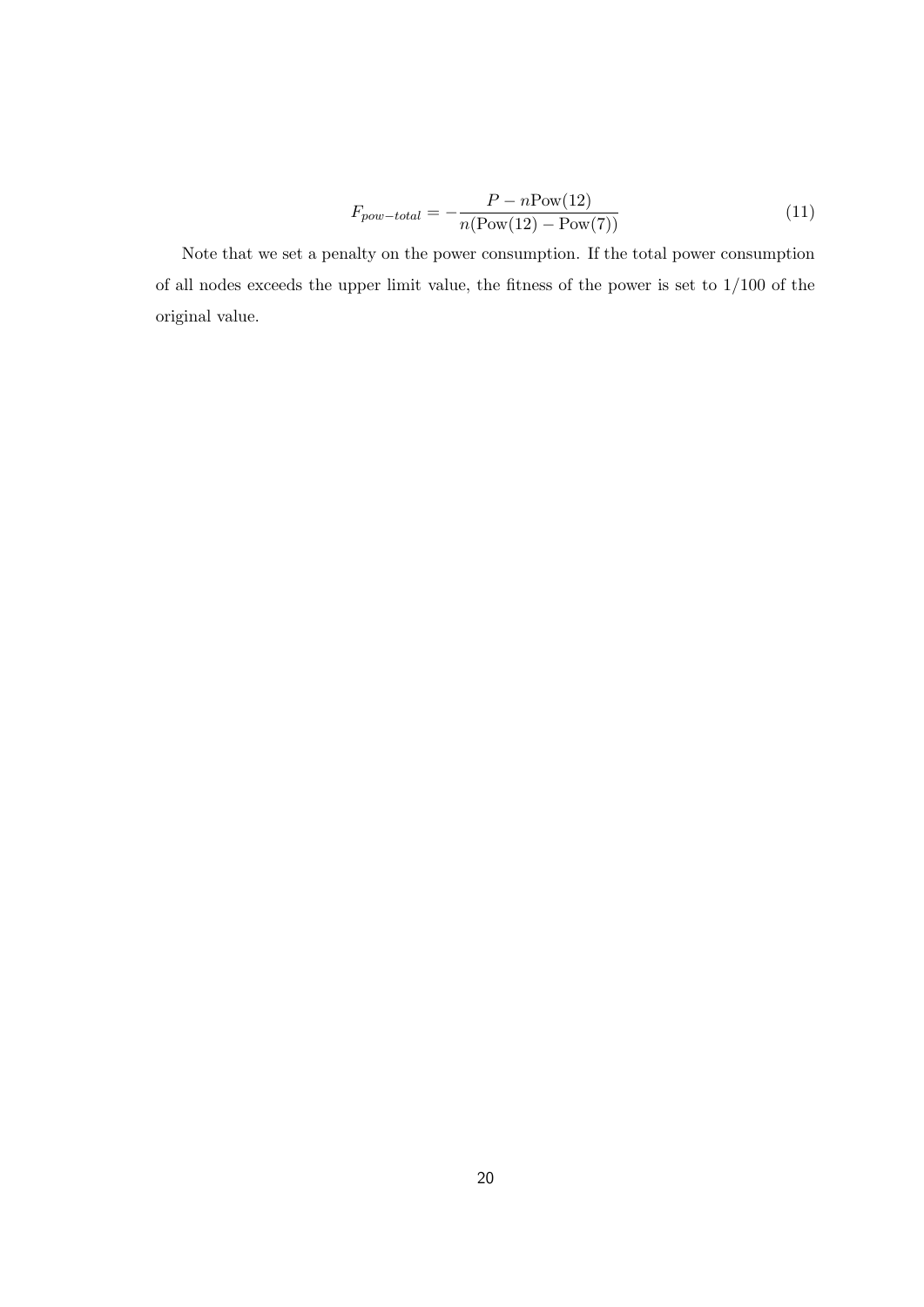$$F_{pow-total} = -\frac{P - n\text{Pow}(12)}{n(\text{Pow}(12) - \text{Pow}(7))} \tag{11}$$

Note that we set a penalty on the power consumption. If the total power consumption of all nodes exceeds the upper limit value, the fitness of the power is set to $1/100$ of the original value.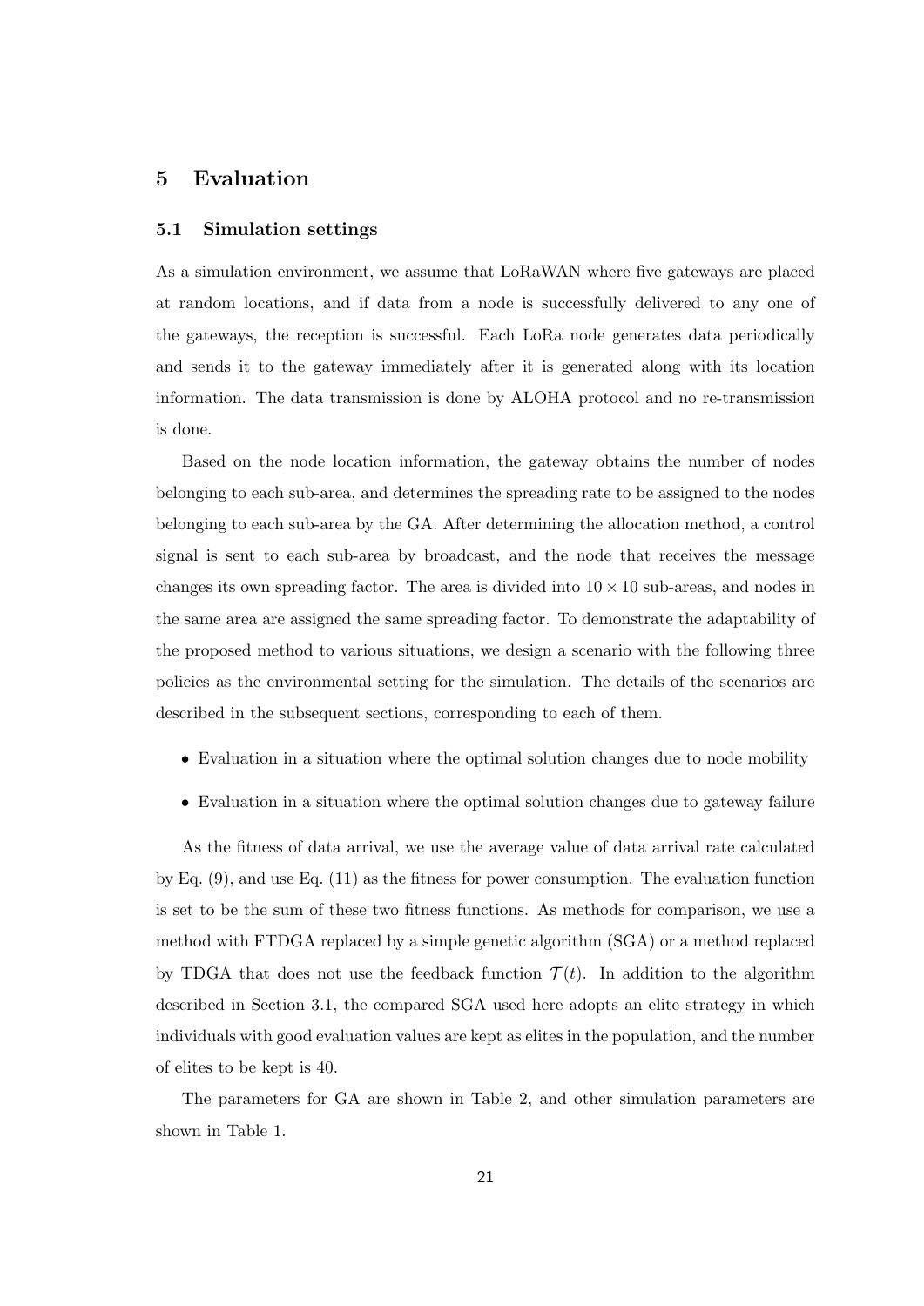# 5 Evaluation

## 5.1 Simulation settings

As a simulation environment, we assume that LoRaWAN where five gateways are placed at random locations, and if data from a node is successfully delivered to any one of the gateways, the reception is successful. Each LoRa node generates data periodically and sends it to the gateway immediately after it is generated along with its location information. The data transmission is done by ALOHA protocol and no re-transmission is done.

Based on the node location information, the gateway obtains the number of nodes belonging to each sub-area, and determines the spreading rate to be assigned to the nodes belonging to each sub-area by the GA. After determining the allocation method, a control signal is sent to each sub-area by broadcast, and the node that receives the message changes its own spreading factor. The area is divided into $10 \times 10$ sub-areas, and nodes in the same area are assigned the same spreading factor. To demonstrate the adaptability of the proposed method to various situations, we design a scenario with the following three policies as the environmental setting for the simulation. The details of the scenarios are described in the subsequent sections, corresponding to each of them.

- Evaluation in a situation where the optimal solution changes due to node mobility
- Evaluation in a situation where the optimal solution changes due to gateway failure

As the fitness of data arrival, we use the average value of data arrival rate calculated by Eq. (9), and use Eq. (11) as the fitness for power consumption. The evaluation function is set to be the sum of these two fitness functions. As methods for comparison, we use a method with FTDGA replaced by a simple genetic algorithm (SGA) or a method replaced by TDGA that does not use the feedback function $\mathcal{T}(t)$. In addition to the algorithm described in Section 3.1, the compared SGA used here adopts an elite strategy in which individuals with good evaluation values are kept as elites in the population, and the number of elites to be kept is 40.

The parameters for GA are shown in Table 2, and other simulation parameters are shown in Table 1.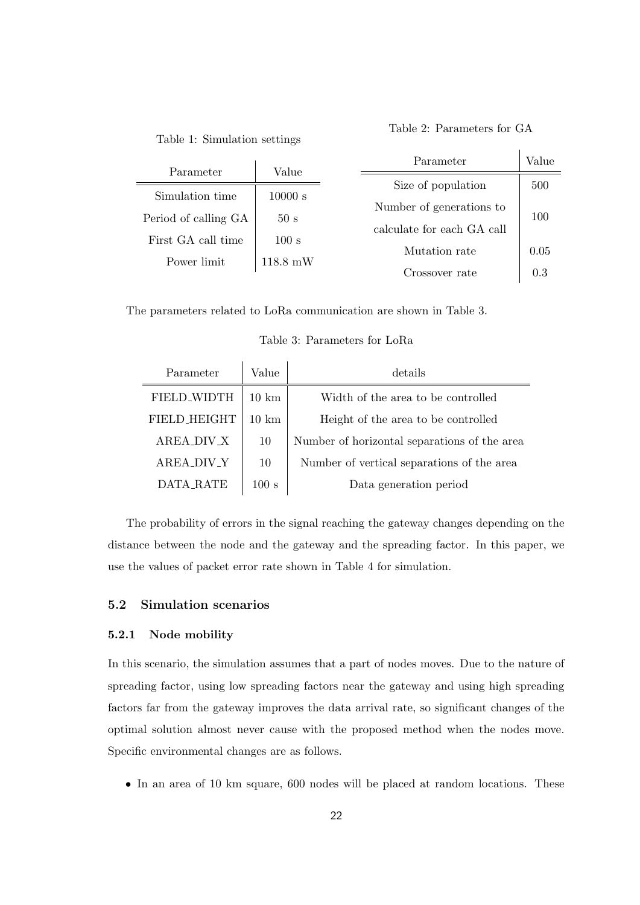Table 1: Simulation settings

| Parameter | Value |
| --- | --- |
| Simulation time | 10000 s |
| Period of calling GA | 50 s |
| First GA call time | 100 s |
| Power limit | 118.8 mW |

Table 2: Parameters for GA

| Parameter | Value |
| --- | --- |
| Size of population | 500 |
| Number of generations to calculate for each GA call | 100 |
| Mutation rate | 0.05 |
| Crossover rate | 0.3 |

The parameters related to LoRa communication are shown in Table 3.

Table 3: Parameters for LoRa

| Parameter | Value | details |
| --- | --- | --- |
| FIELD_WIDTH | 10 km | Width of the area to be controlled |
| FIELD_HEIGHT | 10 km | Height of the area to be controlled |
| AREA_DIV_X | 10 | Number of horizontal separations of the area |
| AREA_DIV_Y | 10 | Number of vertical separations of the area |
| DATA_RATE | 100 s | Data generation period |

The probability of errors in the signal reaching the gateway changes depending on the distance between the node and the gateway and the spreading factor. In this paper, we use the values of packet error rate shown in Table 4 for simulation.

### 5.2 Simulation scenarios

#### 5.2.1 Node mobility

In this scenario, the simulation assumes that a part of nodes moves. Due to the nature of spreading factor, using low spreading factors near the gateway and using high spreading factors far from the gateway improves the data arrival rate, so significant changes of the optimal solution almost never cause with the proposed method when the nodes move. Specific environmental changes are as follows.

- In an area of 10 km square, 600 nodes will be placed at random locations. These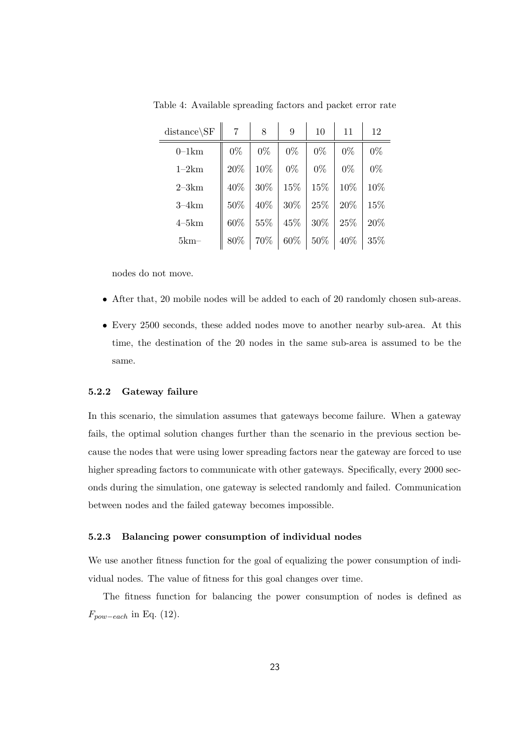Table 4: Available spreading factors and packet error rate

| distance\SF | 7 | 8 | 9 | 10 | 11 | 12 |
|---|---|---|---|---|---|---|
| 0–1km | 0% | 0% | 0% | 0% | 0% | 0% |
| 1–2km | 20% | 10% | 0% | 0% | 0% | 0% |
| 2–3km | 40% | 30% | 15% | 15% | 10% | 10% |
| 3–4km | 50% | 40% | 30% | 25% | 20% | 15% |
| 4–5km | 60% | 55% | 45% | 30% | 25% | 20% |
| 5km– | 80% | 70% | 60% | 50% | 40% | 35% |

nodes do not move.

- After that, 20 mobile nodes will be added to each of 20 randomly chosen sub-areas.
- Every 2500 seconds, these added nodes move to another nearby sub-area. At this time, the destination of the 20 nodes in the same sub-area is assumed to be the same.

#### 5.2.2 Gateway failure

In this scenario, the simulation assumes that gateways become failure. When a gateway fails, the optimal solution changes further than the scenario in the previous section because the nodes that were using lower spreading factors near the gateway are forced to use higher spreading factors to communicate with other gateways. Specifically, every 2000 seconds during the simulation, one gateway is selected randomly and failed. Communication between nodes and the failed gateway becomes impossible.

#### 5.2.3 Balancing power consumption of individual nodes

We use another fitness function for the goal of equalizing the power consumption of individual nodes. The value of fitness for this goal changes over time.

The fitness function for balancing the power consumption of nodes is defined as $F_{pow-each}$ in Eq. (12).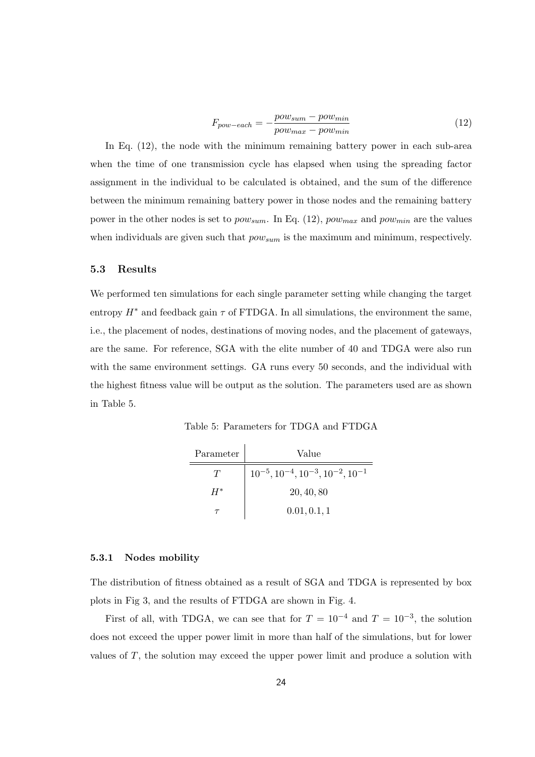$$F_{pow-each} = -\frac{pow_{sum} - pow_{min}}{pow_{max} - pow_{min}} \tag{12}$$

In Eq. (12), the node with the minimum remaining battery power in each sub-area when the time of one transmission cycle has elapsed when using the spreading factor assignment in the individual to be calculated is obtained, and the sum of the difference between the minimum remaining battery power in those nodes and the remaining battery power in the other nodes is set to $pow_{sum}$. In Eq. (12), $pow_{max}$ and $pow_{min}$ are the values when individuals are given such that $pow_{sum}$ is the maximum and minimum, respectively.

### 5.3 Results

We performed ten simulations for each single parameter setting while changing the target entropy $H^*$ and feedback gain $\tau$ of FTDGA. In all simulations, the environment the same, i.e., the placement of nodes, destinations of moving nodes, and the placement of gateways, are the same. For reference, SGA with the elite number of 40 and TDGA were also run with the same environment settings. GA runs every 50 seconds, and the individual with the highest fitness value will be output as the solution. The parameters used are as shown in Table 5.

Table 5: Parameters for TDGA and FTDGA

| Parameter | Value |
|---|---|
| $T$ | $10^{-5}, 10^{-4}, 10^{-3}, 10^{-2}, 10^{-1}$ |
| $H^*$ | $20, 40, 80$ |
| $\tau$ | $0.01, 0.1, 1$ |

#### 5.3.1 Nodes mobility

The distribution of fitness obtained as a result of SGA and TDGA is represented by box plots in Fig 3, and the results of FTDGA are shown in Fig. 4.

First of all, with TDGA, we can see that for $T = 10^{-4}$ and $T = 10^{-3}$, the solution does not exceed the upper power limit in more than half of the simulations, but for lower values of $T$, the solution may exceed the upper power limit and produce a solution with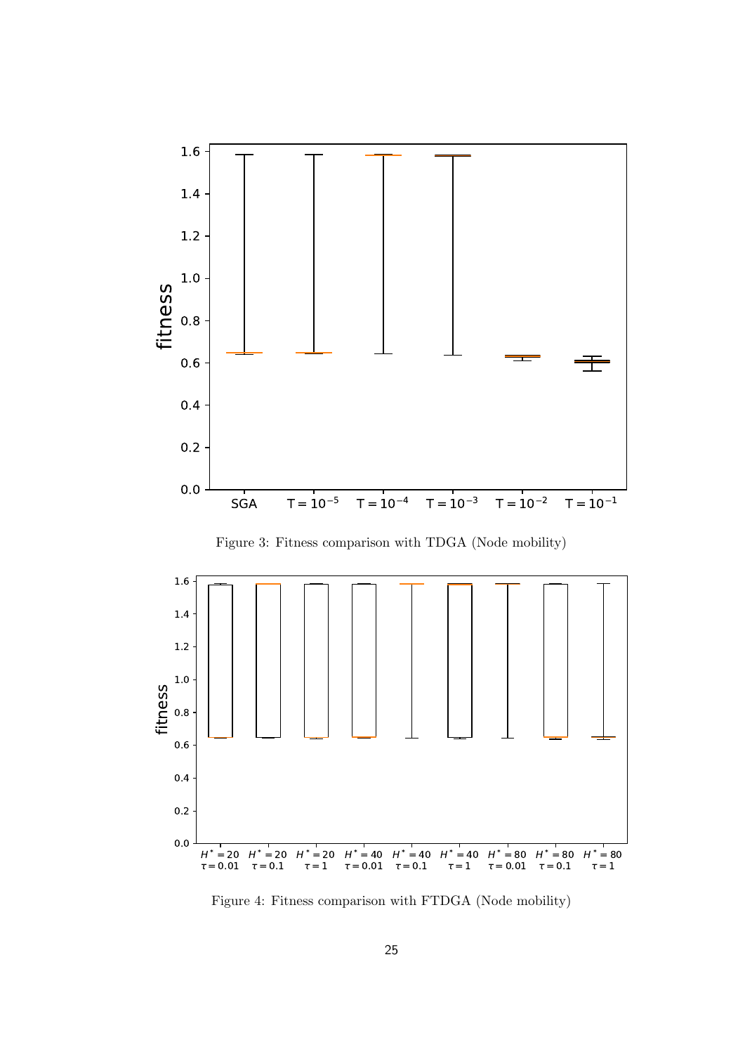Figure 3: Fitness comparison with TDGA (Node mobility)

Figure 4: Fitness comparison with FTDGA (Node mobility)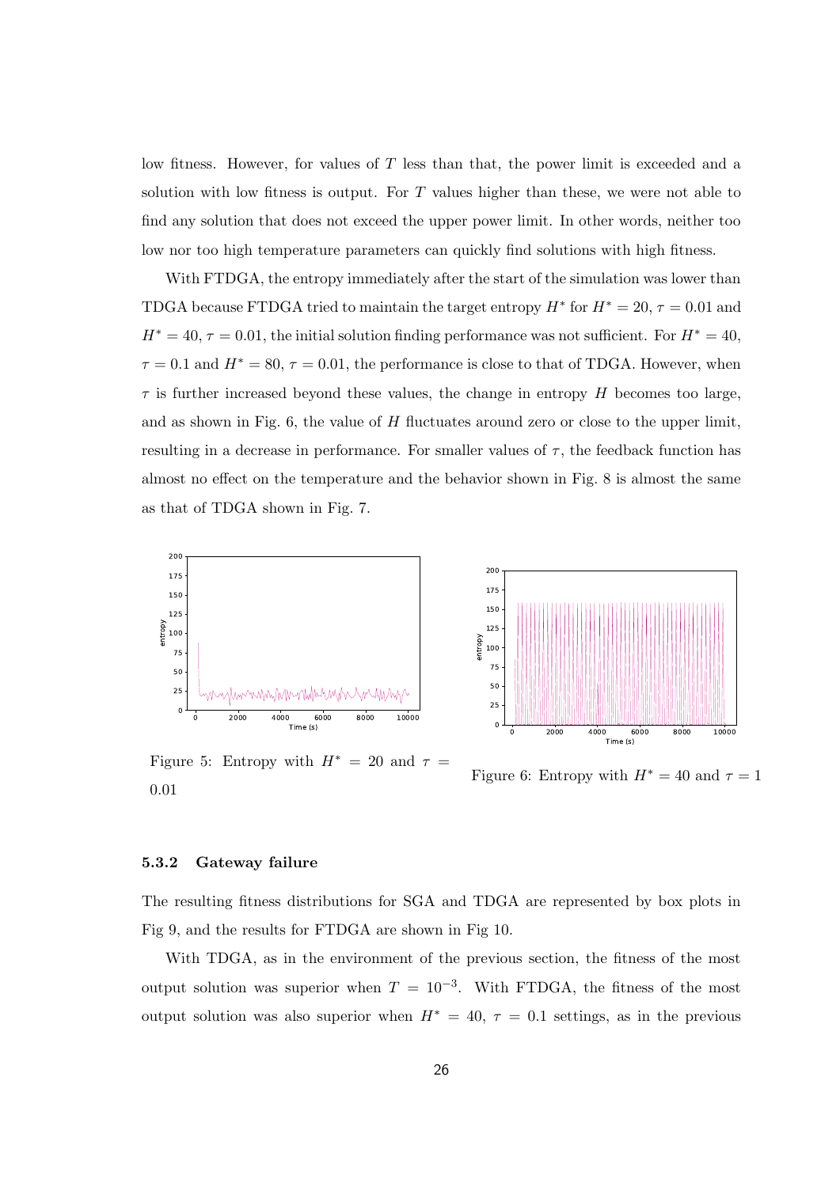low fitness. However, for values of $T$ less than that, the power limit is exceeded and a solution with low fitness is output. For $T$ values higher than these, we were not able to find any solution that does not exceed the upper power limit. In other words, neither too low nor too high temperature parameters can quickly find solutions with high fitness.

With FTDGA, the entropy immediately after the start of the simulation was lower than TDGA because FTDGA tried to maintain the target entropy $H^*$ for $H^* = 20$, $\tau = 0.01$ and $H^* = 40$, $\tau = 0.01$, the initial solution finding performance was not sufficient. For $H^* = 40$, $\tau = 0.1$ and $H^* = 80$, $\tau = 0.01$, the performance is close to that of TDGA. However, when $\tau$ is further increased beyond these values, the change in entropy $H$ becomes too large, and as shown in Fig. 6, the value of $H$ fluctuates around zero or close to the upper limit, resulting in a decrease in performance. For smaller values of $\tau$, the feedback function has almost no effect on the temperature and the behavior shown in Fig. 8 is almost the same as that of TDGA shown in Fig. 7.

Figure 5: Entropy with $H^* = 20$ and $\tau = 0.01$

Figure 6: Entropy with $H^* = 40$ and $\tau = 1$

#### 5.3.2 Gateway failure

The resulting fitness distributions for SGA and TDGA are represented by box plots in Fig 9, and the results for FTDGA are shown in Fig 10.

With TDGA, as in the environment of the previous section, the fitness of the most output solution was superior when $T = 10^{-3}$. With FTDGA, the fitness of the most output solution was also superior when $H^* = 40$, $\tau = 0.1$ settings, as in the previous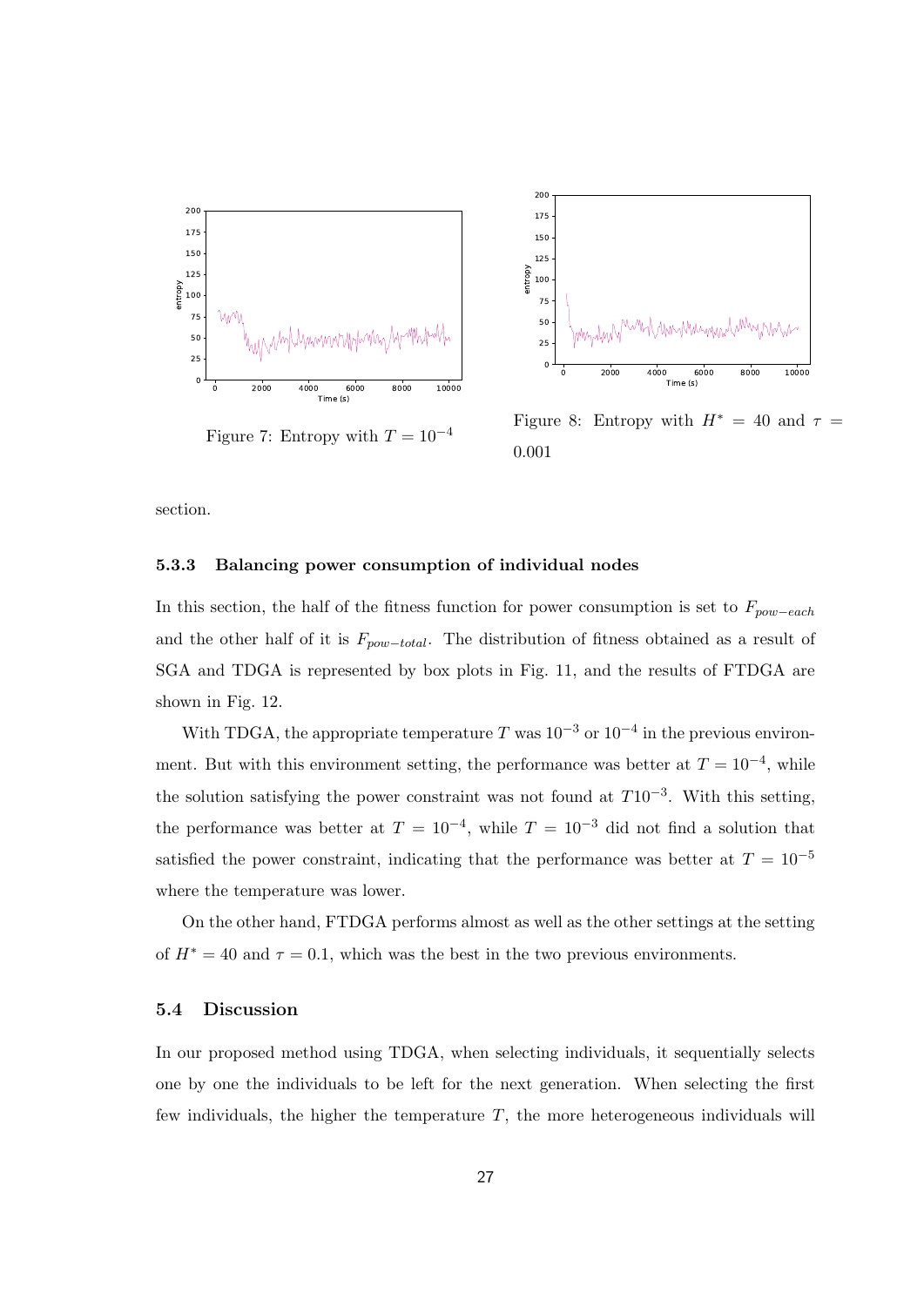Figure 7: Entropy with $T = 10^{-4}$

Figure 8: Entropy with $H^* = 40$ and $\tau = 0.001$

section.

### 5.3.3 Balancing power consumption of individual nodes

In this section, the half of the fitness function for power consumption is set to $F_{pow-each}$ and the other half of it is $F_{pow-total}$. The distribution of fitness obtained as a result of SGA and TDGA is represented by box plots in Fig. 11, and the results of FTDGA are shown in Fig. 12.

With TDGA, the appropriate temperature $T$ was $10^{-3}$ or $10^{-4}$ in the previous environment. But with this environment setting, the performance was better at $T = 10^{-4}$, while the solution satisfying the power constraint was not found at $T10^{-3}$. With this setting, the performance was better at $T = 10^{-4}$, while $T = 10^{-3}$ did not find a solution that satisfied the power constraint, indicating that the performance was better at $T = 10^{-5}$ where the temperature was lower.

On the other hand, FTDGA performs almost as well as the other settings at the setting of $H^* = 40$ and $\tau = 0.1$, which was the best in the two previous environments.

## 5.4 Discussion

In our proposed method using TDGA, when selecting individuals, it sequentially selects one by one the individuals to be left for the next generation. When selecting the first few individuals, the higher the temperature $T$, the more heterogeneous individuals will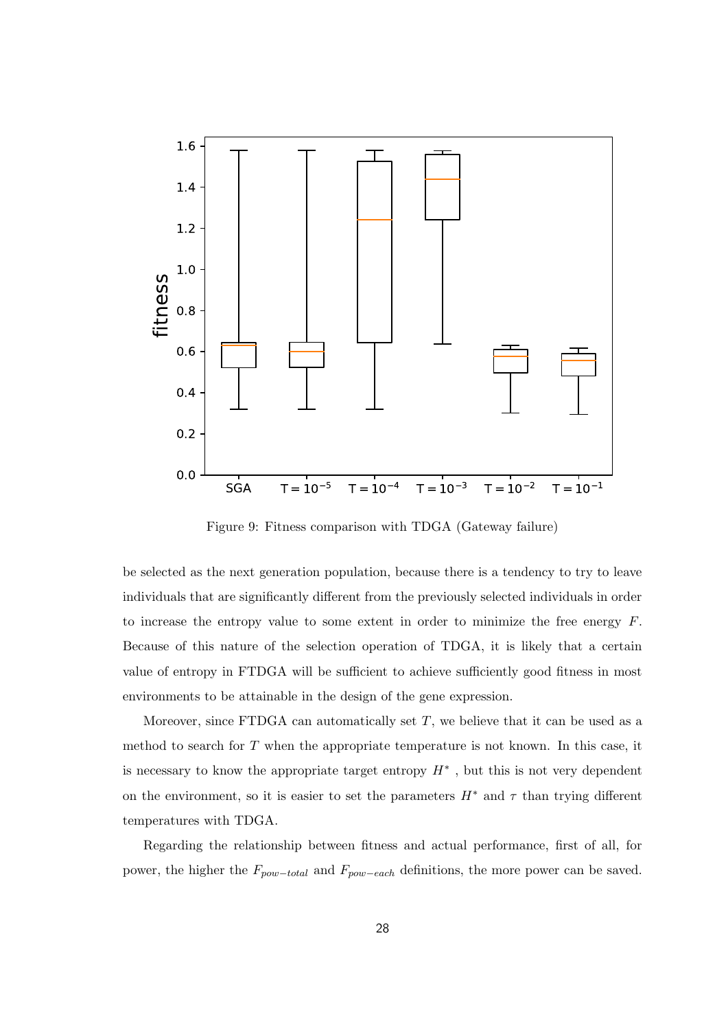Figure 9: Fitness comparison with TDGA (Gateway failure)

be selected as the next generation population, because there is a tendency to try to leave individuals that are significantly different from the previously selected individuals in order to increase the entropy value to some extent in order to minimize the free energy $F$. Because of this nature of the selection operation of TDGA, it is likely that a certain value of entropy in FTDGA will be sufficient to achieve sufficiently good fitness in most environments to be attainable in the design of the gene expression.

Moreover, since FTDGA can automatically set $T$, we believe that it can be used as a method to search for $T$ when the appropriate temperature is not known. In this case, it is necessary to know the appropriate target entropy $H^*$ , but this is not very dependent on the environment, so it is easier to set the parameters $H^*$ and $\tau$ than trying different temperatures with TDGA.

Regarding the relationship between fitness and actual performance, first of all, for power, the higher the $F_{pow-total}$ and $F_{pow-each}$ definitions, the more power can be saved.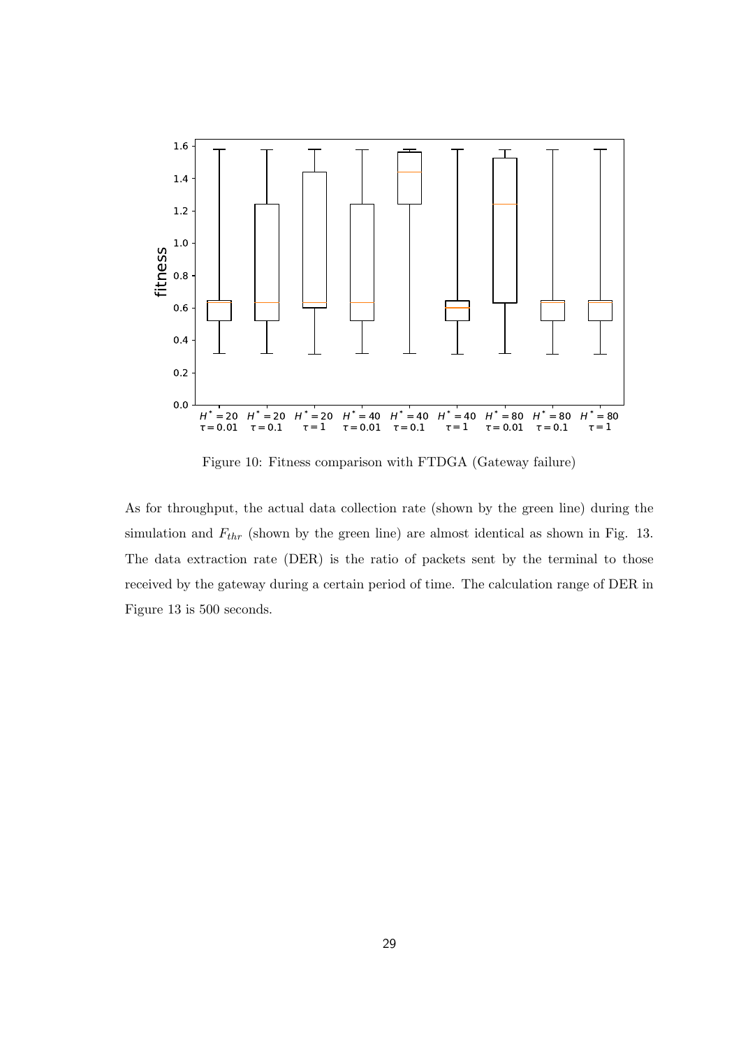Figure 10: Fitness comparison with FTDGA (Gateway failure)

As for throughput, the actual data collection rate (shown by the green line) during the simulation and $F_{thr}$ (shown by the green line) are almost identical as shown in Fig. 13. The data extraction rate (DER) is the ratio of packets sent by the terminal to those received by the gateway during a certain period of time. The calculation range of DER in Figure 13 is 500 seconds.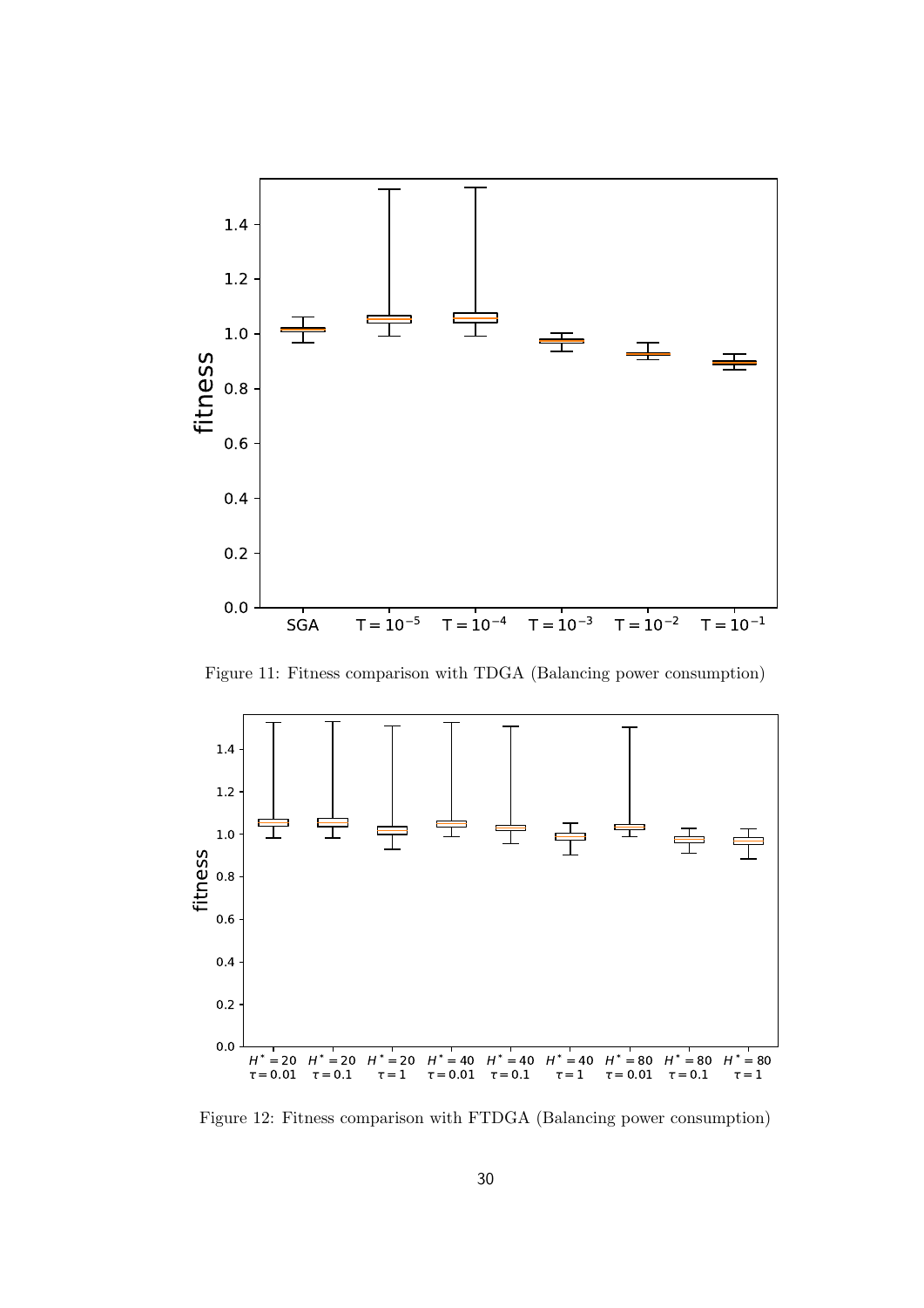Figure 11: Fitness comparison with TDGA (Balancing power consumption)

Figure 12: Fitness comparison with FTDGA (Balancing power consumption)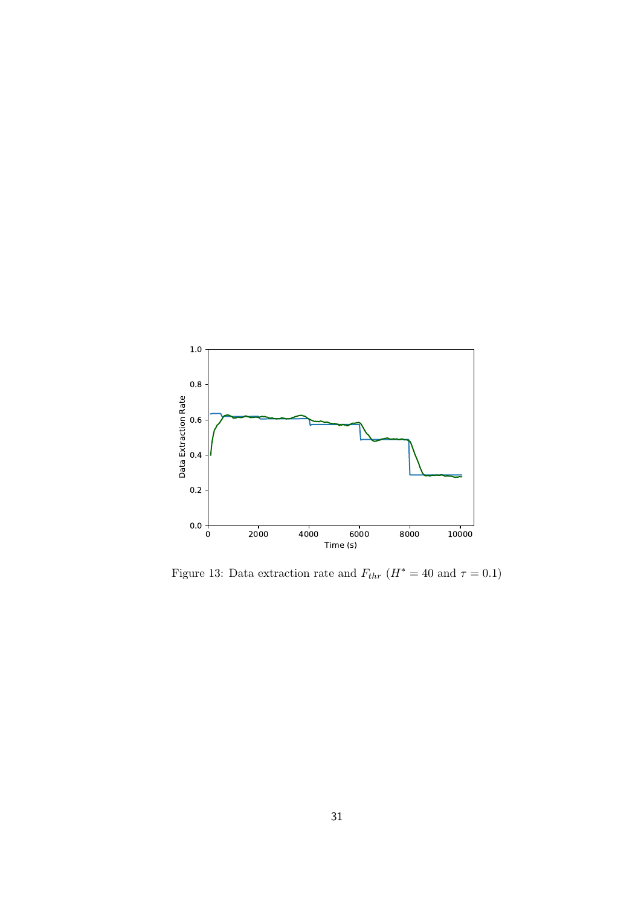Figure 13: Data extraction rate and $F_{thr}$ ($H^* = 40$ and $\tau = 0.1$)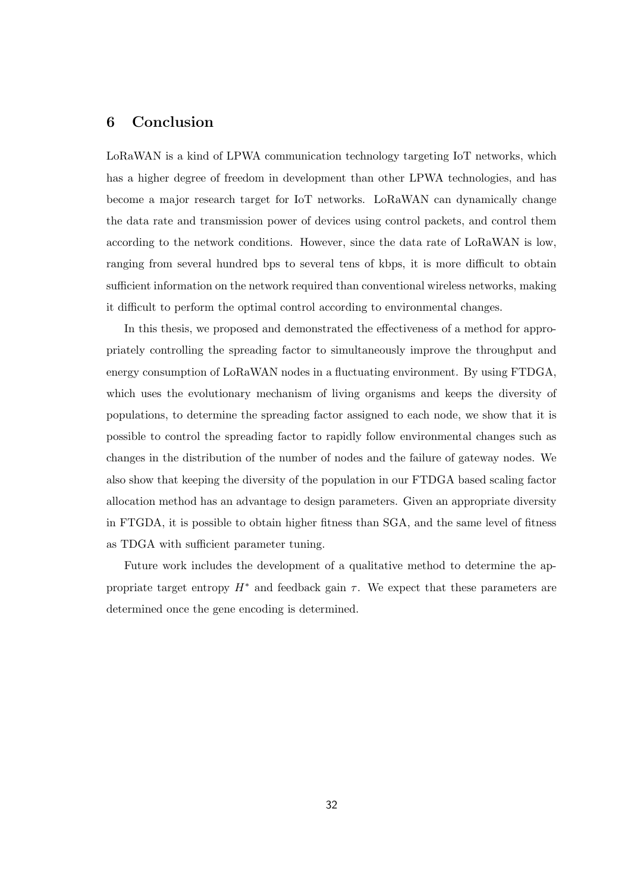## 6 Conclusion

LoRaWAN is a kind of LPWA communication technology targeting IoT networks, which has a higher degree of freedom in development than other LPWA technologies, and has become a major research target for IoT networks. LoRaWAN can dynamically change the data rate and transmission power of devices using control packets, and control them according to the network conditions. However, since the data rate of LoRaWAN is low, ranging from several hundred bps to several tens of kbps, it is more difficult to obtain sufficient information on the network required than conventional wireless networks, making it difficult to perform the optimal control according to environmental changes.

In this thesis, we proposed and demonstrated the effectiveness of a method for appropriately controlling the spreading factor to simultaneously improve the throughput and energy consumption of LoRaWAN nodes in a fluctuating environment. By using FTDGA, which uses the evolutionary mechanism of living organisms and keeps the diversity of populations, to determine the spreading factor assigned to each node, we show that it is possible to control the spreading factor to rapidly follow environmental changes such as changes in the distribution of the number of nodes and the failure of gateway nodes. We also show that keeping the diversity of the population in our FTDGA based scaling factor allocation method has an advantage to design parameters. Given an appropriate diversity in FTGDA, it is possible to obtain higher fitness than SGA, and the same level of fitness as TDGA with sufficient parameter tuning.

Future work includes the development of a qualitative method to determine the appropriate target entropy $H^*$ and feedback gain $\tau$. We expect that these parameters are determined once the gene encoding is determined.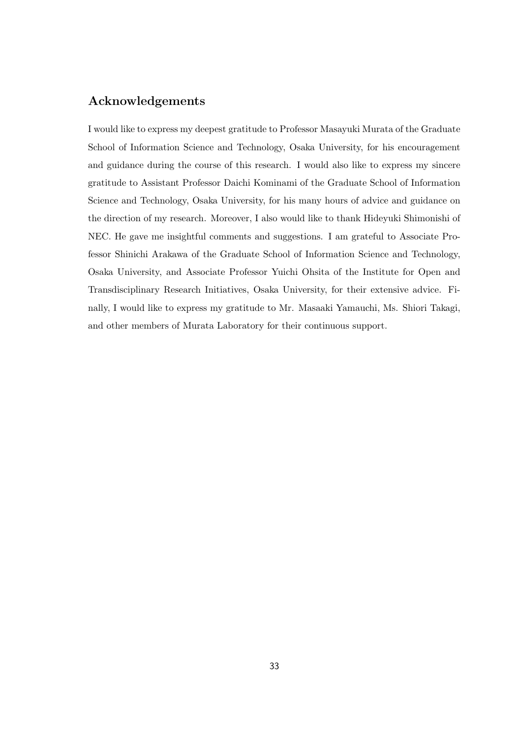## Acknowledgements

I would like to express my deepest gratitude to Professor Masayuki Murata of the Graduate School of Information Science and Technology, Osaka University, for his encouragement and guidance during the course of this research. I would also like to express my sincere gratitude to Assistant Professor Daichi Kominami of the Graduate School of Information Science and Technology, Osaka University, for his many hours of advice and guidance on the direction of my research. Moreover, I also would like to thank Hideyuki Shimonishi of NEC. He gave me insightful comments and suggestions. I am grateful to Associate Professor Shinichi Arakawa of the Graduate School of Information Science and Technology, Osaka University, and Associate Professor Yuichi Ohsita of the Institute for Open and Transdisciplinary Research Initiatives, Osaka University, for their extensive advice. Finally, I would like to express my gratitude to Mr. Masaaki Yamauchi, Ms. Shiori Takagi, and other members of Murata Laboratory for their continuous support.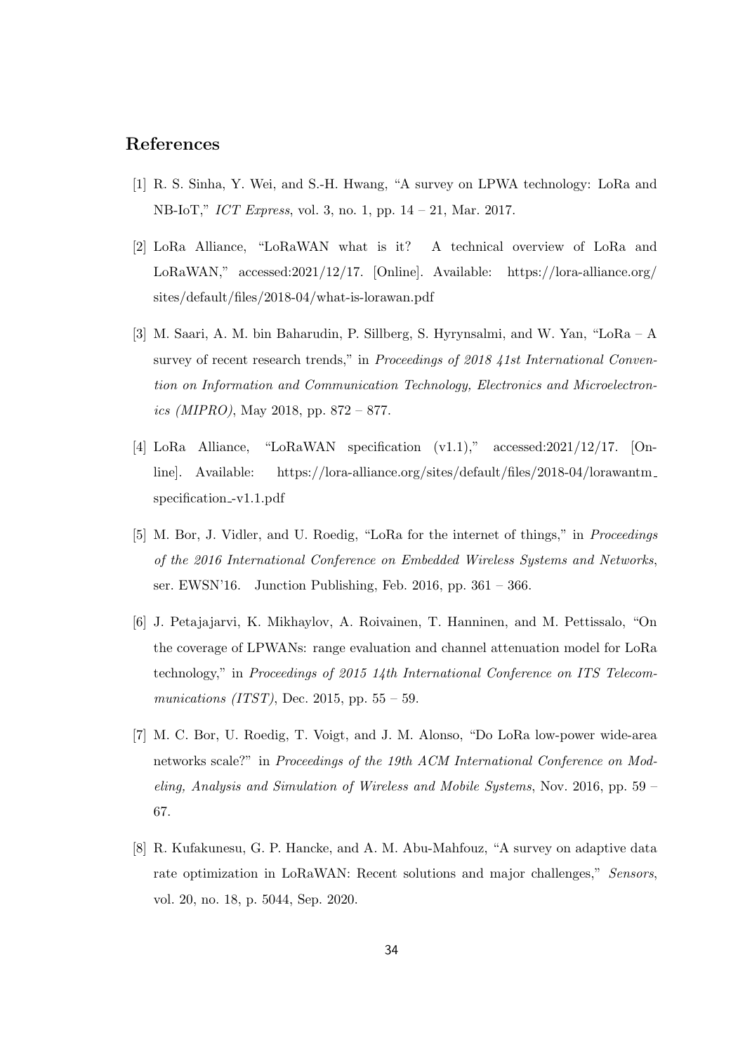## References

[1] R. S. Sinha, Y. Wei, and S.-H. Hwang, "A survey on LPWA technology: LoRa and NB-IoT," *ICT Express*, vol. 3, no. 1, pp. 14 – 21, Mar. 2017.

[2] LoRa Alliance, "LoRaWAN what is it? A technical overview of LoRa and LoRaWAN," accessed:2021/12/17. [Online]. Available: https://lora-alliance.org/sites/default/files/2018-04/what-is-lorawan.pdf

[3] M. Saari, A. M. bin Baharudin, P. Sillberg, S. Hyrynsalmi, and W. Yan, "LoRa – A survey of recent research trends," in *Proceedings of 2018 41st International Convention on Information and Communication Technology, Electronics and Microelectronics (MIPRO)*, May 2018, pp. 872 – 877.

[4] LoRa Alliance, "LoRaWAN specification (v1.1)," accessed:2021/12/17. [Online]. Available: https://lora-alliance.org/sites/default/files/2018-04/lorawantm_specification_-v1.1.pdf

[5] M. Bor, J. Vidler, and U. Roedig, "LoRa for the internet of things," in *Proceedings of the 2016 International Conference on Embedded Wireless Systems and Networks*, ser. EWSN'16. Junction Publishing, Feb. 2016, pp. 361 – 366.

[6] J. Petajajarvi, K. Mikhaylov, A. Roivainen, T. Hanninen, and M. Pettissalo, "On the coverage of LPWANs: range evaluation and channel attenuation model for LoRa technology," in *Proceedings of 2015 14th International Conference on ITS Telecommunications (ITST)*, Dec. 2015, pp. 55 – 59.

[7] M. C. Bor, U. Roedig, T. Voigt, and J. M. Alonso, "Do LoRa low-power wide-area networks scale?" in *Proceedings of the 19th ACM International Conference on Modeling, Analysis and Simulation of Wireless and Mobile Systems*, Nov. 2016, pp. 59 – 67.

[8] R. Kufakunesu, G. P. Hancke, and A. M. Abu-Mahfouz, "A survey on adaptive data rate optimization in LoRaWAN: Recent solutions and major challenges," *Sensors*, vol. 20, no. 18, p. 5044, Sep. 2020.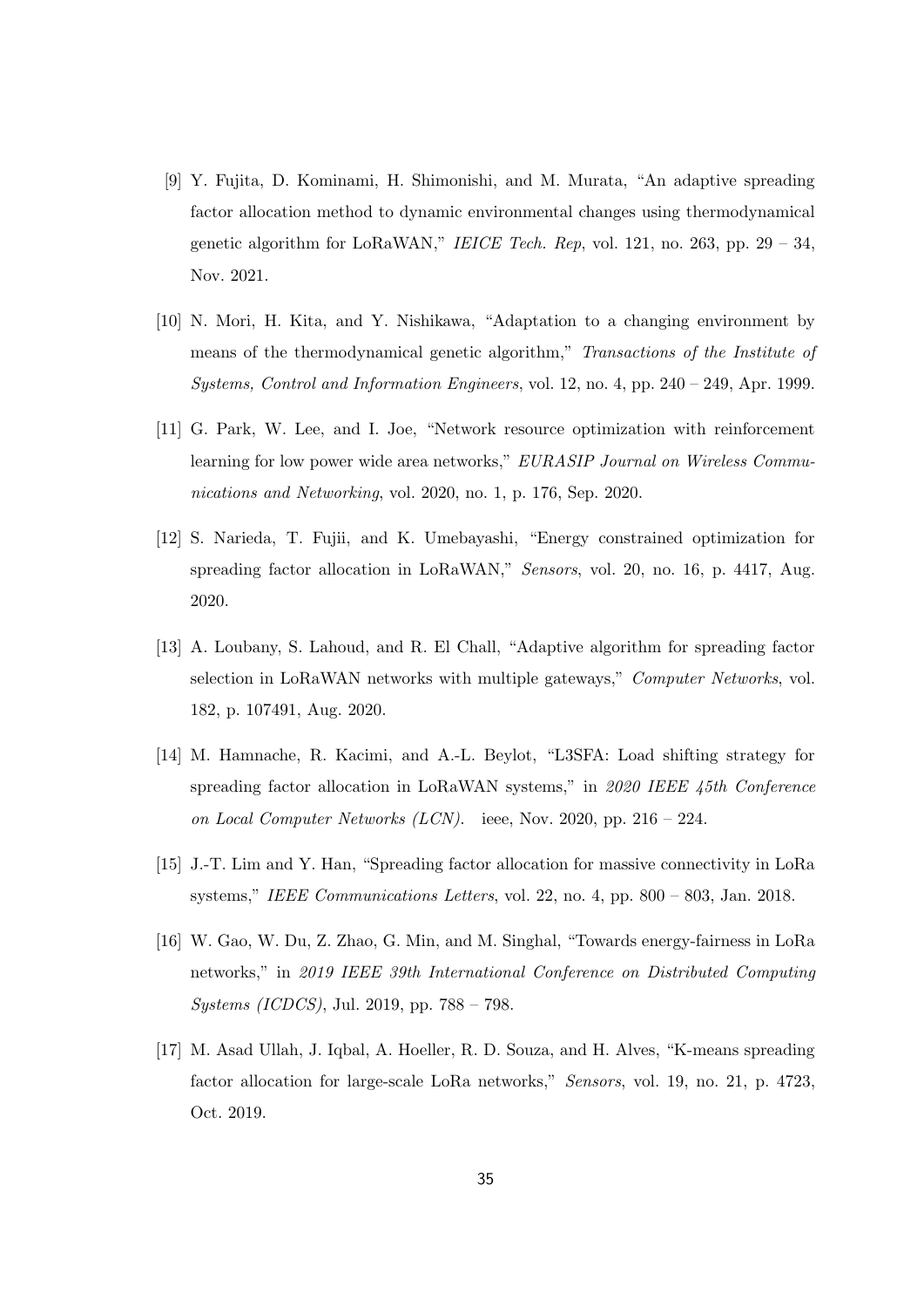[9] Y. Fujita, D. Kominami, H. Shimonishi, and M. Murata, "An adaptive spreading factor allocation method to dynamic environmental changes using thermodynamical genetic algorithm for LoRaWAN," *IEICE Tech. Rep*, vol. 121, no. 263, pp. 29 – 34, Nov. 2021.

[10] N. Mori, H. Kita, and Y. Nishikawa, "Adaptation to a changing environment by means of the thermodynamical genetic algorithm," *Transactions of the Institute of Systems, Control and Information Engineers*, vol. 12, no. 4, pp. 240 – 249, Apr. 1999.

[11] G. Park, W. Lee, and I. Joe, "Network resource optimization with reinforcement learning for low power wide area networks," *EURASIP Journal on Wireless Communications and Networking*, vol. 2020, no. 1, p. 176, Sep. 2020.

[12] S. Narieda, T. Fujii, and K. Umebayashi, "Energy constrained optimization for spreading factor allocation in LoRaWAN," *Sensors*, vol. 20, no. 16, p. 4417, Aug. 2020.

[13] A. Loubany, S. Lahoud, and R. El Chall, "Adaptive algorithm for spreading factor selection in LoRaWAN networks with multiple gateways," *Computer Networks*, vol. 182, p. 107491, Aug. 2020.

[14] M. Hamnache, R. Kacimi, and A.-L. Beylot, "L3SFA: Load shifting strategy for spreading factor allocation in LoRaWAN systems," in *2020 IEEE 45th Conference on Local Computer Networks (LCN)*. ieee, Nov. 2020, pp. 216 – 224.

[15] J.-T. Lim and Y. Han, "Spreading factor allocation for massive connectivity in LoRa systems," *IEEE Communications Letters*, vol. 22, no. 4, pp. 800 – 803, Jan. 2018.

[16] W. Gao, W. Du, Z. Zhao, G. Min, and M. Singhal, "Towards energy-fairness in LoRa networks," in *2019 IEEE 39th International Conference on Distributed Computing Systems (ICDCS)*, Jul. 2019, pp. 788 – 798.

[17] M. Asad Ullah, J. Iqbal, A. Hoeller, R. D. Souza, and H. Alves, "K-means spreading factor allocation for large-scale LoRa networks," *Sensors*, vol. 19, no. 21, p. 4723, Oct. 2019.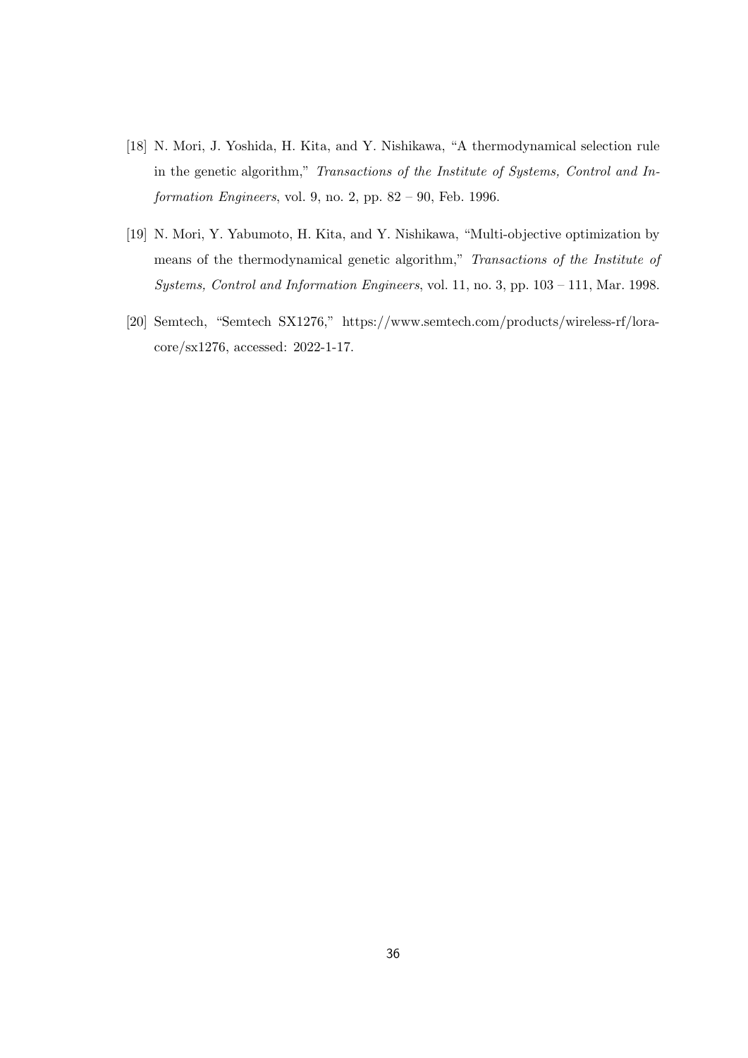[18] N. Mori, J. Yoshida, H. Kita, and Y. Nishikawa, "A thermodynamical selection rule in the genetic algorithm," *Transactions of the Institute of Systems, Control and Information Engineers*, vol. 9, no. 2, pp. 82 – 90, Feb. 1996.

[19] N. Mori, Y. Yabumoto, H. Kita, and Y. Nishikawa, "Multi-objective optimization by means of the thermodynamical genetic algorithm," *Transactions of the Institute of Systems, Control and Information Engineers*, vol. 11, no. 3, pp. 103 – 111, Mar. 1998.

[20] Semtech, "Semtech SX1276," https://www.semtech.com/products/wireless-rf/lora-core/sx1276, accessed: 2022-1-17.